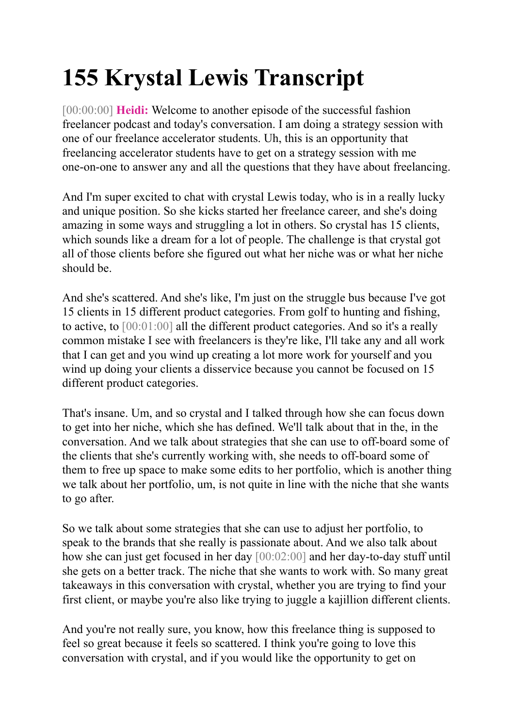# 155 Krystal Lewis Transcript

[00:00:00] **Heidi:** Welcome to another episode of the successful fashion freelancer podcast and today's conversation. I am doing a strategy session with one of our freelance accelerator students. Uh, this is an opportunity that freelancing accelerator students have to get on a strategy session with me one-on-one to answer any and all the questions that they have about freelancing.

And I'm super excited to chat with crystal Lewis today, who is in a really lucky and unique position. So she kicks started her freelance career, and she's doing amazing in some ways and struggling a lot in others. So crystal has 15 clients, which sounds like a dream for a lot of people. The challenge is that crystal got all of those clients before she figured out what her niche was or what her niche should be.

And she's scattered. And she's like, I'm just on the struggle bus because I've got 15 clients in 15 different product categories. From golf to hunting and fishing, to active, to [00:01:00] all the different product categories. And so it's a really common mistake I see with freelancers is they're like, I'll take any and all work that I can get and you wind up creating a lot more work for yourself and you wind up doing your clients a disservice because you cannot be focused on 15 different product categories.

That's insane. Um, and so crystal and I talked through how she can focus down to get into her niche, which she has defined. We'll talk about that in the, in the conversation. And we talk about strategies that she can use to off-board some of the clients that she's currently working with, she needs to off-board some of them to free up space to make some edits to her portfolio, which is another thing we talk about her portfolio, um, is not quite in line with the niche that she wants to go after.

So we talk about some strategies that she can use to adjust her portfolio, to speak to the brands that she really is passionate about. And we also talk about how she can just get focused in her day [00:02:00] and her day-to-day stuff until she gets on a better track. The niche that she wants to work with. So many great takeaways in this conversation with crystal, whether you are trying to find your first client, or maybe you're also like trying to juggle a kajillion different clients.

And you're not really sure, you know, how this freelance thing is supposed to feel so great because it feels so scattered. I think you're going to love this conversation with crystal, and if you would like the opportunity to get on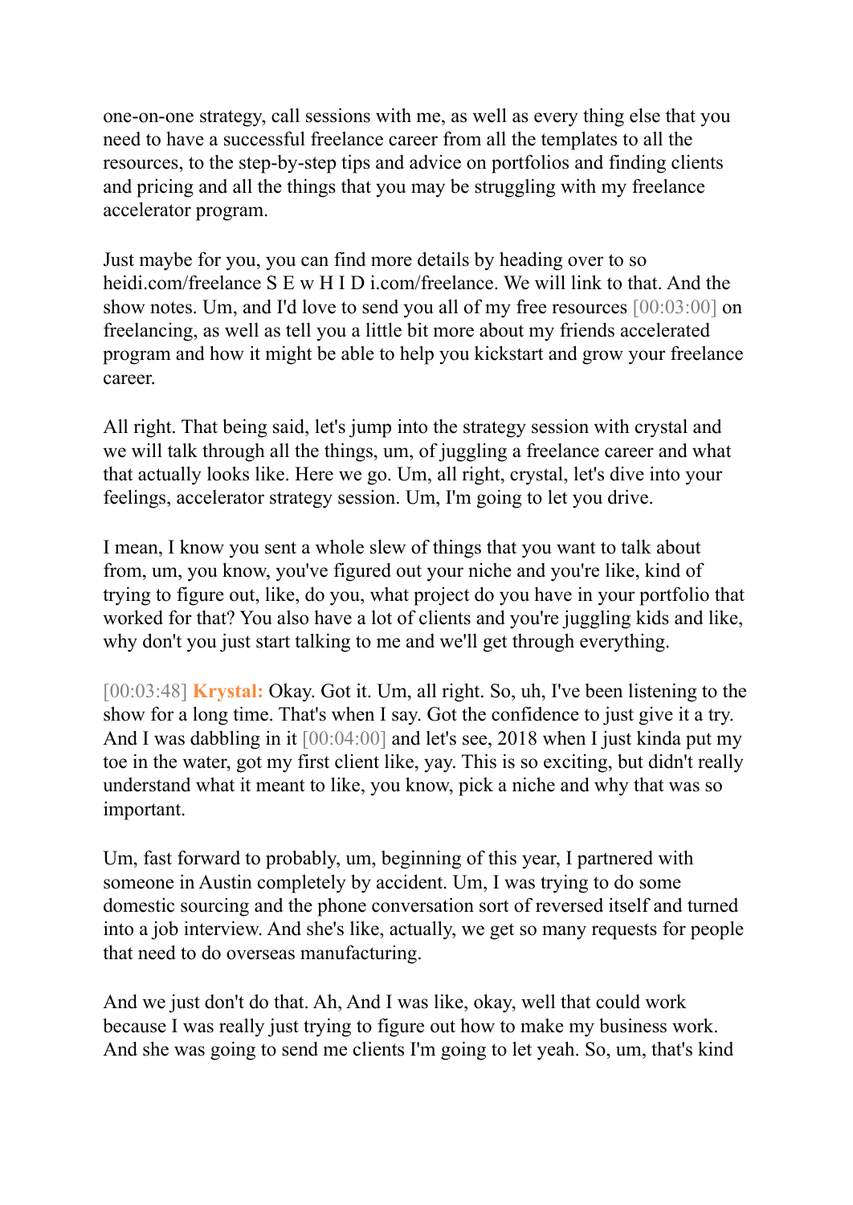one-on-one strategy, call sessions with me, as well as every thing else that you need to have a successful freelance career from all the templates to all the resources, to the step-by-step tips and advice on portfolios and finding clients and pricing and all the things that you may be struggling with my freelance accelerator program.

Just maybe for you, you can find more details by heading over to so heidi.com/freelance S E w H I D i.com/freelance. We will link to that. And the show notes. Um, and I'd love to send you all of my free resources [00:03:00] on freelancing, as well as tell you a little bit more about my friends accelerated program and how it might be able to help you kickstart and grow your freelance career.

All right. That being said, let's jump into the strategy session with crystal and we will talk through all the things, um, of juggling a freelance career and what that actually looks like. Here we go. Um, all right, crystal, let's dive into your feelings, accelerator strategy session. Um, I'm going to let you drive.

I mean, I know you sent a whole slew of things that you want to talk about from, um, you know, you've figured out your niche and you're like, kind of trying to figure out, like, do you, what project do you have in your portfolio that worked for that? You also have a lot of clients and you're juggling kids and like, why don't you just start talking to me and we'll get through everything.

[00:03:48] **Krystal:** Okay. Got it. Um, all right. So, uh, I've been listening to the show for a long time. That's when I say. Got the confidence to just give it a try. And I was dabbling in it [00:04:00] and let's see, 2018 when I just kinda put my toe in the water, got my first client like, yay. This is so exciting, but didn't really understand what it meant to like, you know, pick a niche and why that was so important.

Um, fast forward to probably, um, beginning of this year, I partnered with someone in Austin completely by accident. Um, I was trying to do some domestic sourcing and the phone conversation sort of reversed itself and turned into a job interview. And she's like, actually, we get so many requests for people that need to do overseas manufacturing.

And we just don't do that. Ah, And I was like, okay, well that could work because I was really just trying to figure out how to make my business work. And she was going to send me clients I'm going to let yeah. So, um, that's kind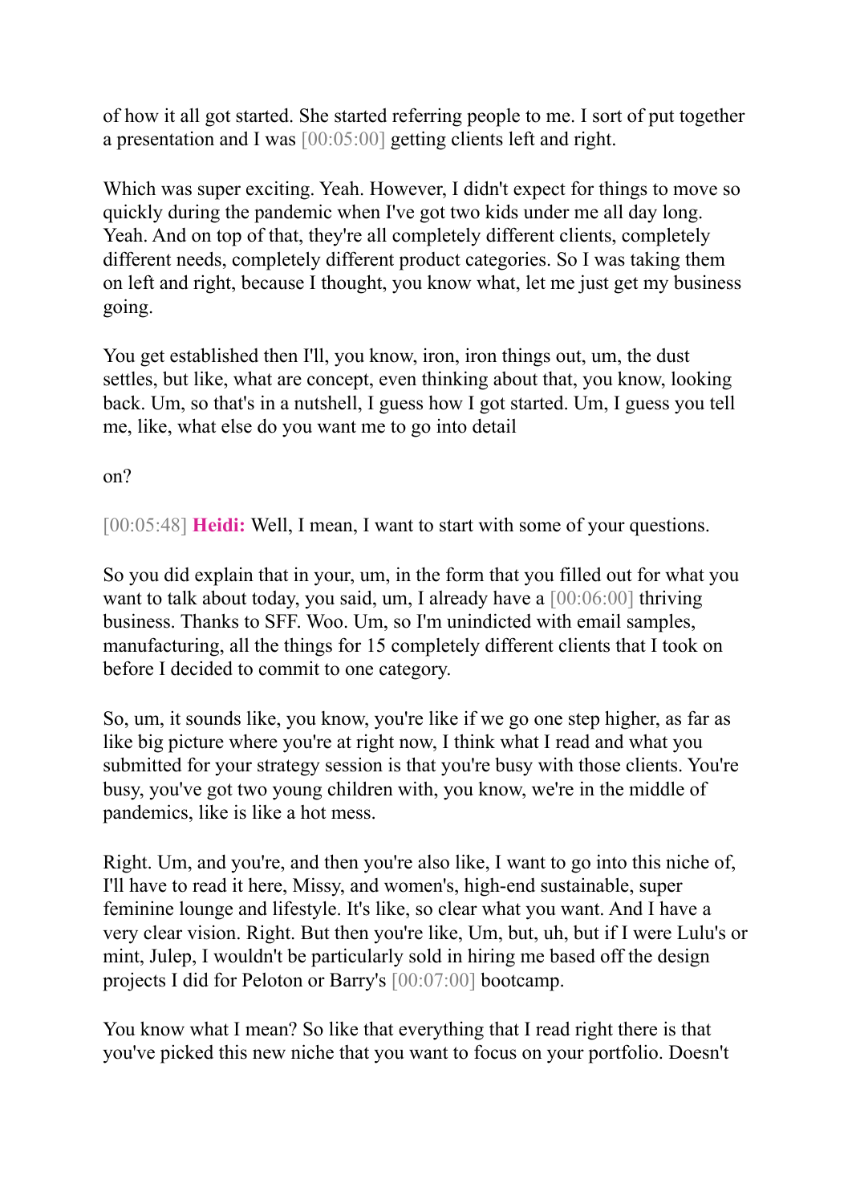of how it all got started. She started referring people to me. I sort of put together a presentation and I was [00:05:00] getting clients left and right.

Which was super exciting. Yeah. However, I didn't expect for things to move so quickly during the pandemic when I've got two kids under me all day long. Yeah. And on top of that, they're all completely different clients, completely different needs, completely different product categories. So I was taking them on left and right, because I thought, you know what, let me just get my business going.

You get established then I'll, you know, iron, iron things out, um, the dust settles, but like, what are concept, even thinking about that, you know, looking back. Um, so that's in a nutshell, I guess how I got started. Um, I guess you tell me, like, what else do you want me to go into detail

on?

[00:05:48] **Heidi:** Well, I mean, I want to start with some of your questions.

So you did explain that in your, um, in the form that you filled out for what you want to talk about today, you said, um, I already have a [00:06:00] thriving business. Thanks to SFF. Woo. Um, so I'm unindicted with email samples, manufacturing, all the things for 15 completely different clients that I took on before I decided to commit to one category.

So, um, it sounds like, you know, you're like if we go one step higher, as far as like big picture where you're at right now, I think what I read and what you submitted for your strategy session is that you're busy with those clients. You're busy, you've got two young children with, you know, we're in the middle of pandemics, like is like a hot mess.

Right. Um, and you're, and then you're also like, I want to go into this niche of, I'll have to read it here, Missy, and women's, high-end sustainable, super feminine lounge and lifestyle. It's like, so clear what you want. And I have a very clear vision. Right. But then you're like, Um, but, uh, but if I were Lulu's or mint, Julep, I wouldn't be particularly sold in hiring me based off the design projects I did for Peloton or Barry's [00:07:00] bootcamp.

You know what I mean? So like that everything that I read right there is that you've picked this new niche that you want to focus on your portfolio. Doesn't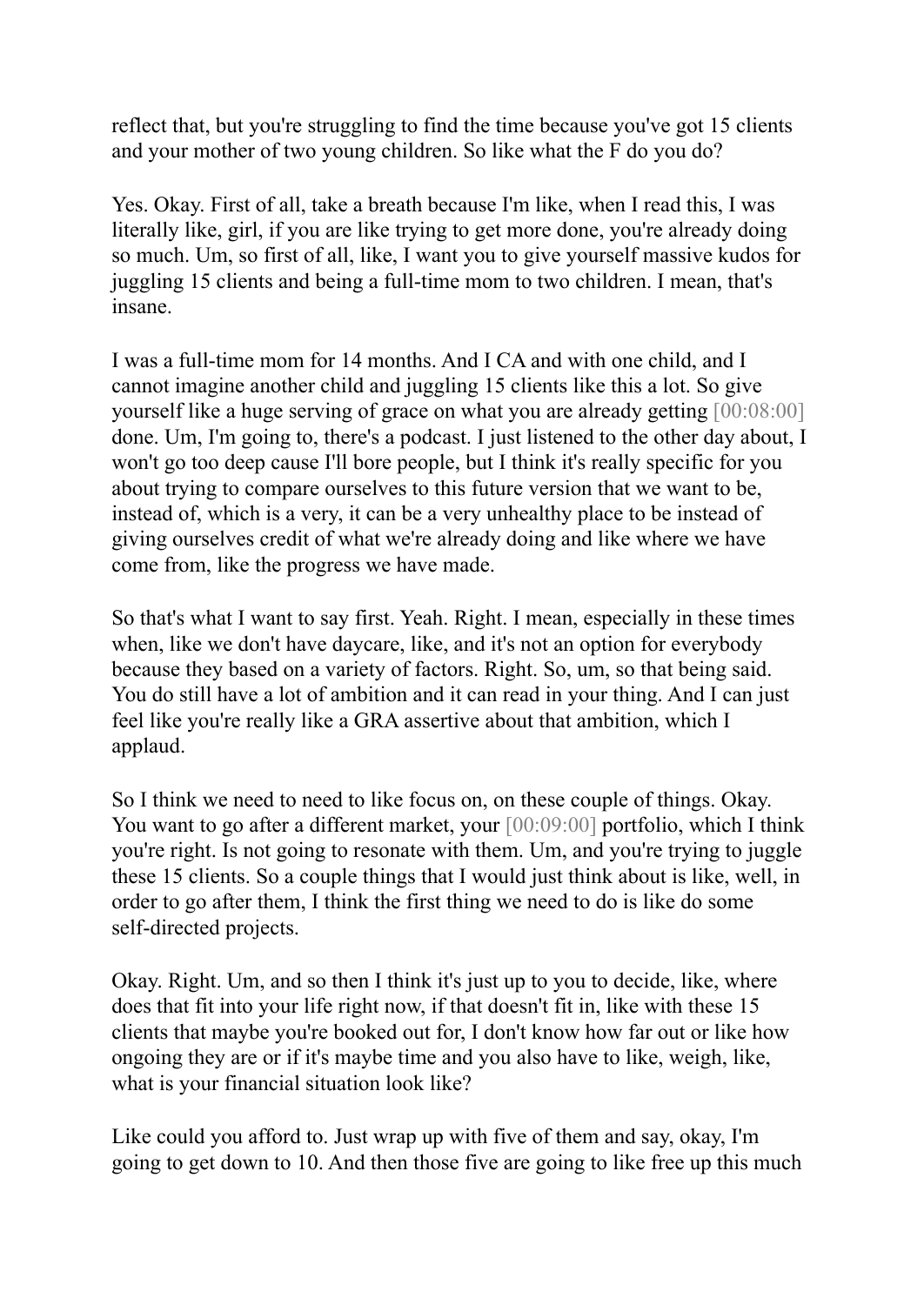reflect that, but you're struggling to find the time because you've got 15 clients and your mother of two young children. So like what the F do you do?

Yes. Okay. First of all, take a breath because I'm like, when I read this, I was literally like, girl, if you are like trying to get more done, you're already doing so much. Um, so first of all, like, I want you to give yourself massive kudos for juggling 15 clients and being a full-time mom to two children. I mean, that's insane.

I was a full-time mom for 14 months. And I CA and with one child, and I cannot imagine another child and juggling 15 clients like this a lot. So give yourself like a huge serving of grace on what you are already getting [00:08:00] done. Um, I'm going to, there's a podcast. I just listened to the other day about, I won't go too deep cause I'll bore people, but I think it's really specific for you about trying to compare ourselves to this future version that we want to be, instead of, which is a very, it can be a very unhealthy place to be instead of giving ourselves credit of what we're already doing and like where we have come from, like the progress we have made.

So that's what I want to say first. Yeah. Right. I mean, especially in these times when, like we don't have daycare, like, and it's not an option for everybody because they based on a variety of factors. Right. So, um, so that being said. You do still have a lot of ambition and it can read in your thing. And I can just feel like you're really like a GRA assertive about that ambition, which I applaud.

So I think we need to need to like focus on, on these couple of things. Okay. You want to go after a different market, your [00:09:00] portfolio, which I think you're right. Is not going to resonate with them. Um, and you're trying to juggle these 15 clients. So a couple things that I would just think about is like, well, in order to go after them, I think the first thing we need to do is like do some self-directed projects.

Okay. Right. Um, and so then I think it's just up to you to decide, like, where does that fit into your life right now, if that doesn't fit in, like with these 15 clients that maybe you're booked out for, I don't know how far out or like how ongoing they are or if it's maybe time and you also have to like, weigh, like, what is your financial situation look like?

Like could you afford to. Just wrap up with five of them and say, okay, I'm going to get down to 10. And then those five are going to like free up this much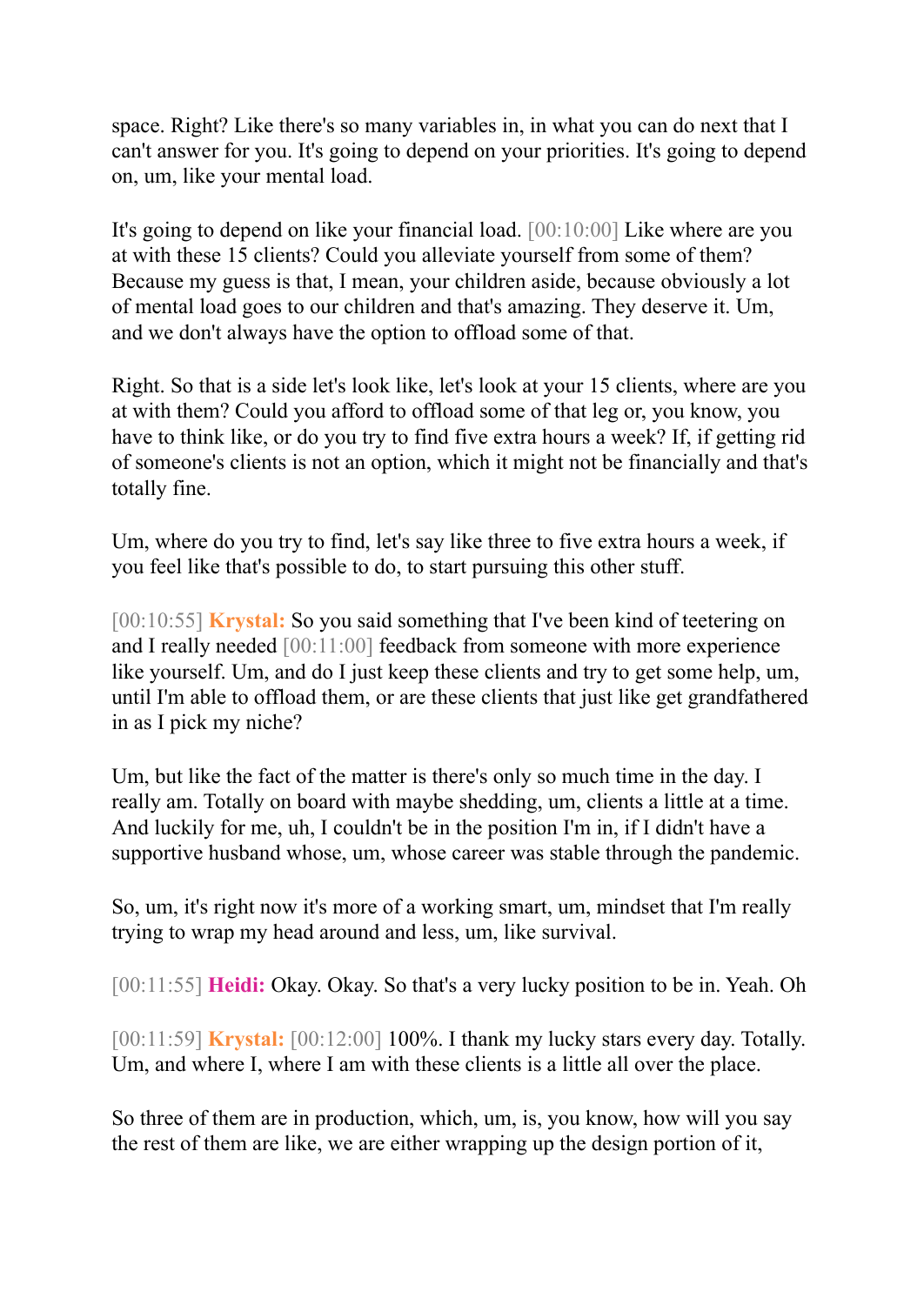space. Right? Like there's so many variables in, in what you can do next that I can't answer for you. It's going to depend on your priorities. It's going to depend on, um, like your mental load.

It's going to depend on like your financial load. [00:10:00] Like where are you at with these 15 clients? Could you alleviate yourself from some of them? Because my guess is that, I mean, your children aside, because obviously a lot of mental load goes to our children and that's amazing. They deserve it. Um, and we don't always have the option to offload some of that.

Right. So that is a side let's look like, let's look at your 15 clients, where are you at with them? Could you afford to offload some of that leg or, you know, you have to think like, or do you try to find five extra hours a week? If, if getting rid of someone's clients is not an option, which it might not be financially and that's totally fine.

Um, where do you try to find, let's say like three to five extra hours a week, if you feel like that's possible to do, to start pursuing this other stuff.

[00:10:55] **Krystal:** So you said something that I've been kind of teetering on and I really needed [00:11:00] feedback from someone with more experience like yourself. Um, and do I just keep these clients and try to get some help, um, until I'm able to offload them, or are these clients that just like get grandfathered in as I pick my niche?

Um, but like the fact of the matter is there's only so much time in the day. I really am. Totally on board with maybe shedding, um, clients a little at a time. And luckily for me, uh, I couldn't be in the position I'm in, if I didn't have a supportive husband whose, um, whose career was stable through the pandemic.

So, um, it's right now it's more of a working smart, um, mindset that I'm really trying to wrap my head around and less, um, like survival.

[00:11:55] **Heidi:** Okay. Okay. So that's a very lucky position to be in. Yeah. Oh

[00:11:59] **Krystal:** [00:12:00] 100%. I thank my lucky stars every day. Totally. Um, and where I, where I am with these clients is a little all over the place.

So three of them are in production, which, um, is, you know, how will you say the rest of them are like, we are either wrapping up the design portion of it,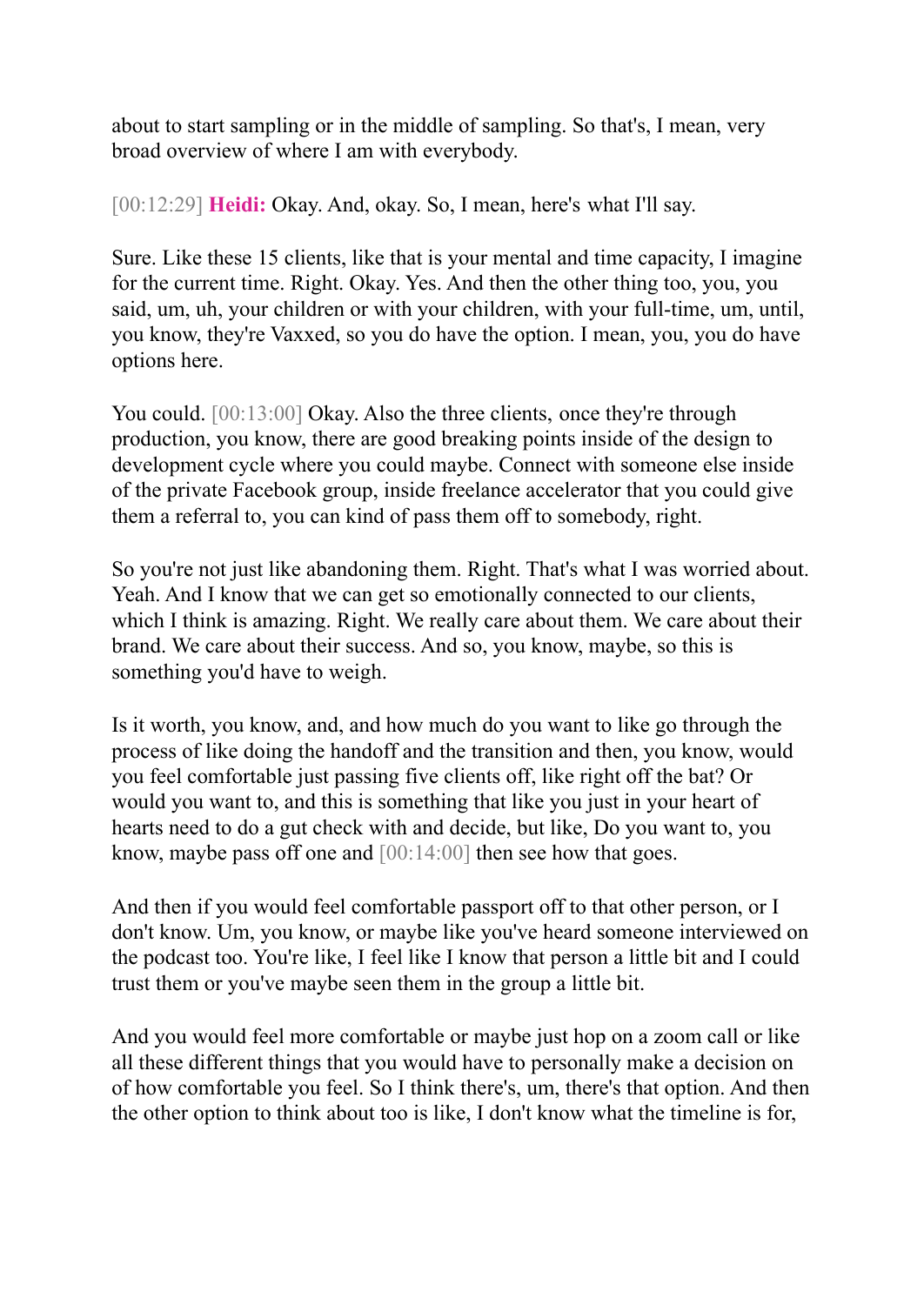about to start sampling or in the middle of sampling. So that's, I mean, very broad overview of where I am with everybody.

[00:12:29] **Heidi:** Okay. And, okay. So, I mean, here's what I'll say.

Sure. Like these 15 clients, like that is your mental and time capacity, I imagine for the current time. Right. Okay. Yes. And then the other thing too, you, you said, um, uh, your children or with your children, with your full-time, um, until, you know, they're Vaxxed, so you do have the option. I mean, you, you do have options here.

You could. [00:13:00] Okay. Also the three clients, once they're through production, you know, there are good breaking points inside of the design to development cycle where you could maybe. Connect with someone else inside of the private Facebook group, inside freelance accelerator that you could give them a referral to, you can kind of pass them off to somebody, right.

So you're not just like abandoning them. Right. That's what I was worried about. Yeah. And I know that we can get so emotionally connected to our clients, which I think is amazing. Right. We really care about them. We care about their brand. We care about their success. And so, you know, maybe, so this is something you'd have to weigh.

Is it worth, you know, and, and how much do you want to like go through the process of like doing the handoff and the transition and then, you know, would you feel comfortable just passing five clients off, like right off the bat? Or would you want to, and this is something that like you just in your heart of hearts need to do a gut check with and decide, but like, Do you want to, you know, maybe pass off one and [00:14:00] then see how that goes.

And then if you would feel comfortable passport off to that other person, or I don't know. Um, you know, or maybe like you've heard someone interviewed on the podcast too. You're like, I feel like I know that person a little bit and I could trust them or you've maybe seen them in the group a little bit.

And you would feel more comfortable or maybe just hop on a zoom call or like all these different things that you would have to personally make a decision on of how comfortable you feel. So I think there's, um, there's that option. And then the other option to think about too is like, I don't know what the timeline is for,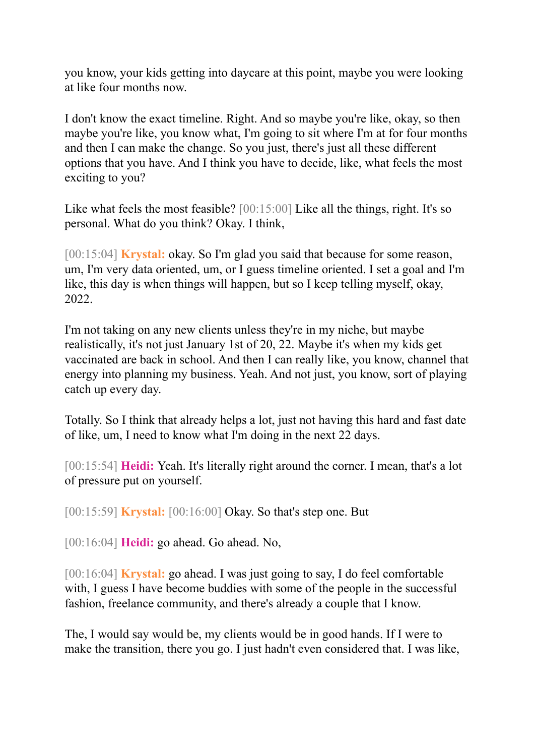you know, your kids getting into daycare at this point, maybe you were looking at like four months now.

I don't know the exact timeline. Right. And so maybe you're like, okay, so then maybe you're like, you know what, I'm going to sit where I'm at for four months and then I can make the change. So you just, there's just all these different options that you have. And I think you have to decide, like, what feels the most exciting to you?

Like what feels the most feasible? [00:15:00] Like all the things, right. It's so personal. What do you think? Okay. I think,

[00:15:04] **Krystal:** okay. So I'm glad you said that because for some reason, um, I'm very data oriented, um, or I guess timeline oriented. I set a goal and I'm like, this day is when things will happen, but so I keep telling myself, okay, 2022.

I'm not taking on any new clients unless they're in my niche, but maybe realistically, it's not just January 1st of 20, 22. Maybe it's when my kids get vaccinated are back in school. And then I can really like, you know, channel that energy into planning my business. Yeah. And not just, you know, sort of playing catch up every day.

Totally. So I think that already helps a lot, just not having this hard and fast date of like, um, I need to know what I'm doing in the next 22 days.

[00:15:54] **Heidi:** Yeah. It's literally right around the corner. I mean, that's a lot of pressure put on yourself.

[00:15:59] **Krystal:** [00:16:00] Okay. So that's step one. But

[00:16:04] **Heidi:** go ahead. Go ahead. No,

[00:16:04] **Krystal:** go ahead. I was just going to say, I do feel comfortable with, I guess I have become buddies with some of the people in the successful fashion, freelance community, and there's already a couple that I know.

The, I would say would be, my clients would be in good hands. If I were to make the transition, there you go. I just hadn't even considered that. I was like,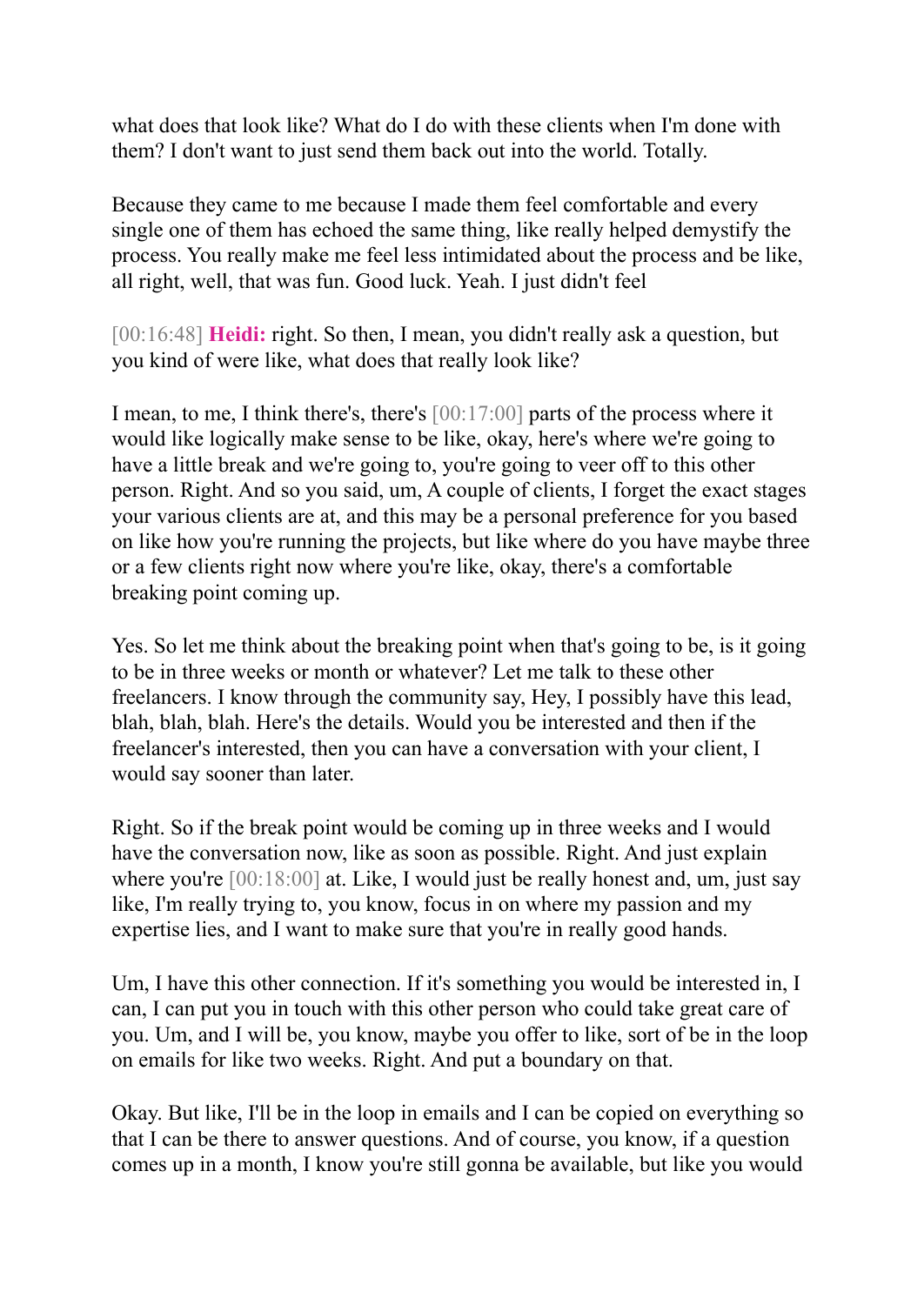what does that look like? What do I do with these clients when I'm done with them? I don't want to just send them back out into the world. Totally.

Because they came to me because I made them feel comfortable and every single one of them has echoed the same thing, like really helped demystify the process. You really make me feel less intimidated about the process and be like, all right, well, that was fun. Good luck. Yeah. I just didn't feel

[00:16:48] **Heidi:** right. So then, I mean, you didn't really ask a question, but you kind of were like, what does that really look like?

I mean, to me, I think there's, there's [00:17:00] parts of the process where it would like logically make sense to be like, okay, here's where we're going to have a little break and we're going to, you're going to veer off to this other person. Right. And so you said, um, A couple of clients, I forget the exact stages your various clients are at, and this may be a personal preference for you based on like how you're running the projects, but like where do you have maybe three or a few clients right now where you're like, okay, there's a comfortable breaking point coming up.

Yes. So let me think about the breaking point when that's going to be, is it going to be in three weeks or month or whatever? Let me talk to these other freelancers. I know through the community say, Hey, I possibly have this lead, blah, blah, blah. Here's the details. Would you be interested and then if the freelancer's interested, then you can have a conversation with your client, I would say sooner than later.

Right. So if the break point would be coming up in three weeks and I would have the conversation now, like as soon as possible. Right. And just explain where you're [00:18:00] at. Like, I would just be really honest and, um, just say like, I'm really trying to, you know, focus in on where my passion and my expertise lies, and I want to make sure that you're in really good hands.

Um, I have this other connection. If it's something you would be interested in, I can, I can put you in touch with this other person who could take great care of you. Um, and I will be, you know, maybe you offer to like, sort of be in the loop on emails for like two weeks. Right. And put a boundary on that.

Okay. But like, I'll be in the loop in emails and I can be copied on everything so that I can be there to answer questions. And of course, you know, if a question comes up in a month, I know you're still gonna be available, but like you would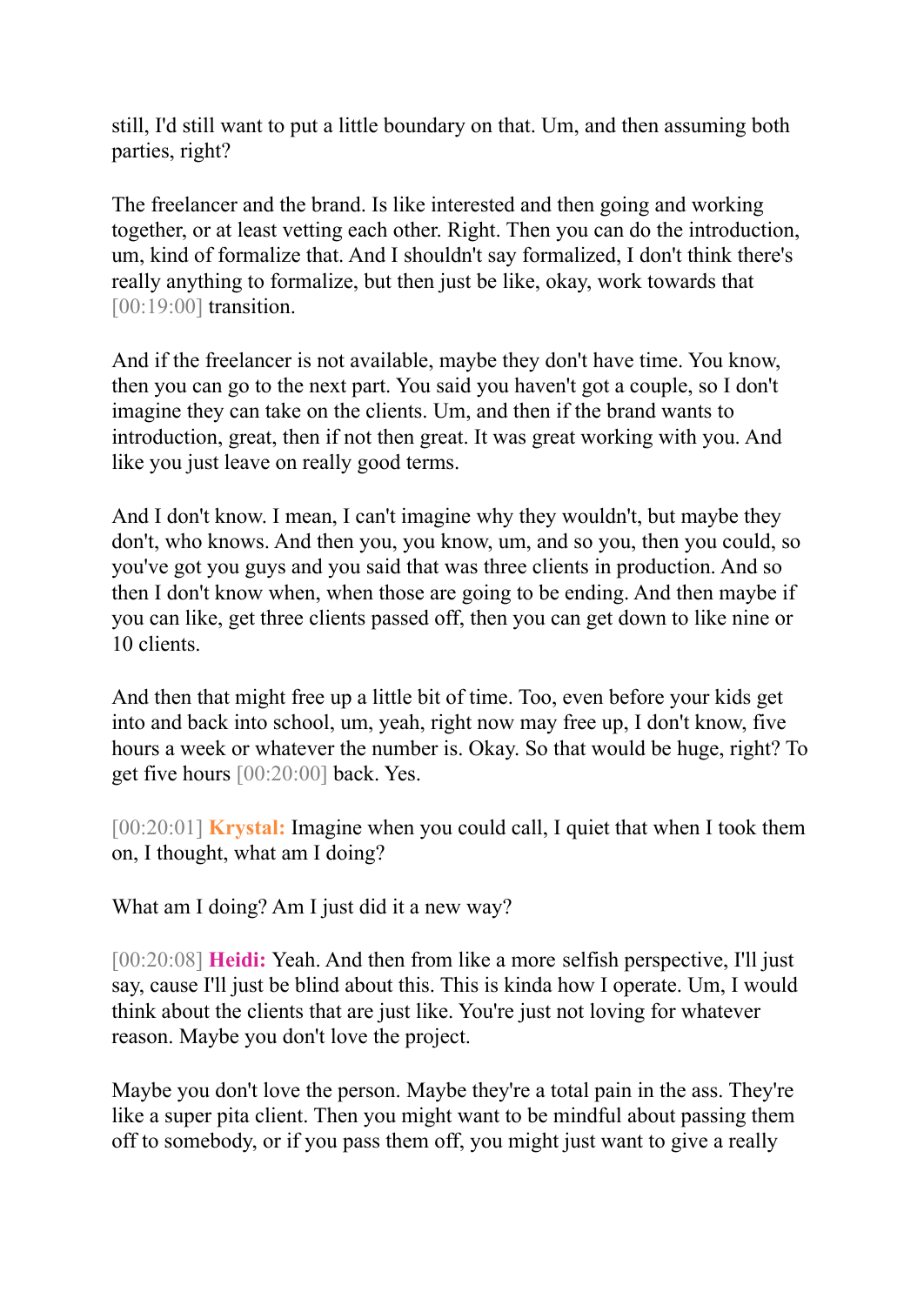still, I'd still want to put a little boundary on that. Um, and then assuming both parties, right?

The freelancer and the brand. Is like interested and then going and working together, or at least vetting each other. Right. Then you can do the introduction, um, kind of formalize that. And I shouldn't say formalized, I don't think there's really anything to formalize, but then just be like, okay, work towards that [00:19:00] transition.

And if the freelancer is not available, maybe they don't have time. You know, then you can go to the next part. You said you haven't got a couple, so I don't imagine they can take on the clients. Um, and then if the brand wants to introduction, great, then if not then great. It was great working with you. And like you just leave on really good terms.

And I don't know. I mean, I can't imagine why they wouldn't, but maybe they don't, who knows. And then you, you know, um, and so you, then you could, so you've got you guys and you said that was three clients in production. And so then I don't know when, when those are going to be ending. And then maybe if you can like, get three clients passed off, then you can get down to like nine or 10 clients.

And then that might free up a little bit of time. Too, even before your kids get into and back into school, um, yeah, right now may free up, I don't know, five hours a week or whatever the number is. Okay. So that would be huge, right? To get five hours [00:20:00] back. Yes.

[00:20:01] **Krystal:** Imagine when you could call, I quiet that when I took them on, I thought, what am I doing?

What am I doing? Am I just did it a new way?

[00:20:08] **Heidi:** Yeah. And then from like a more selfish perspective, I'll just say, cause I'll just be blind about this. This is kinda how I operate. Um, I would think about the clients that are just like. You're just not loving for whatever reason. Maybe you don't love the project.

Maybe you don't love the person. Maybe they're a total pain in the ass. They're like a super pita client. Then you might want to be mindful about passing them off to somebody, or if you pass them off, you might just want to give a really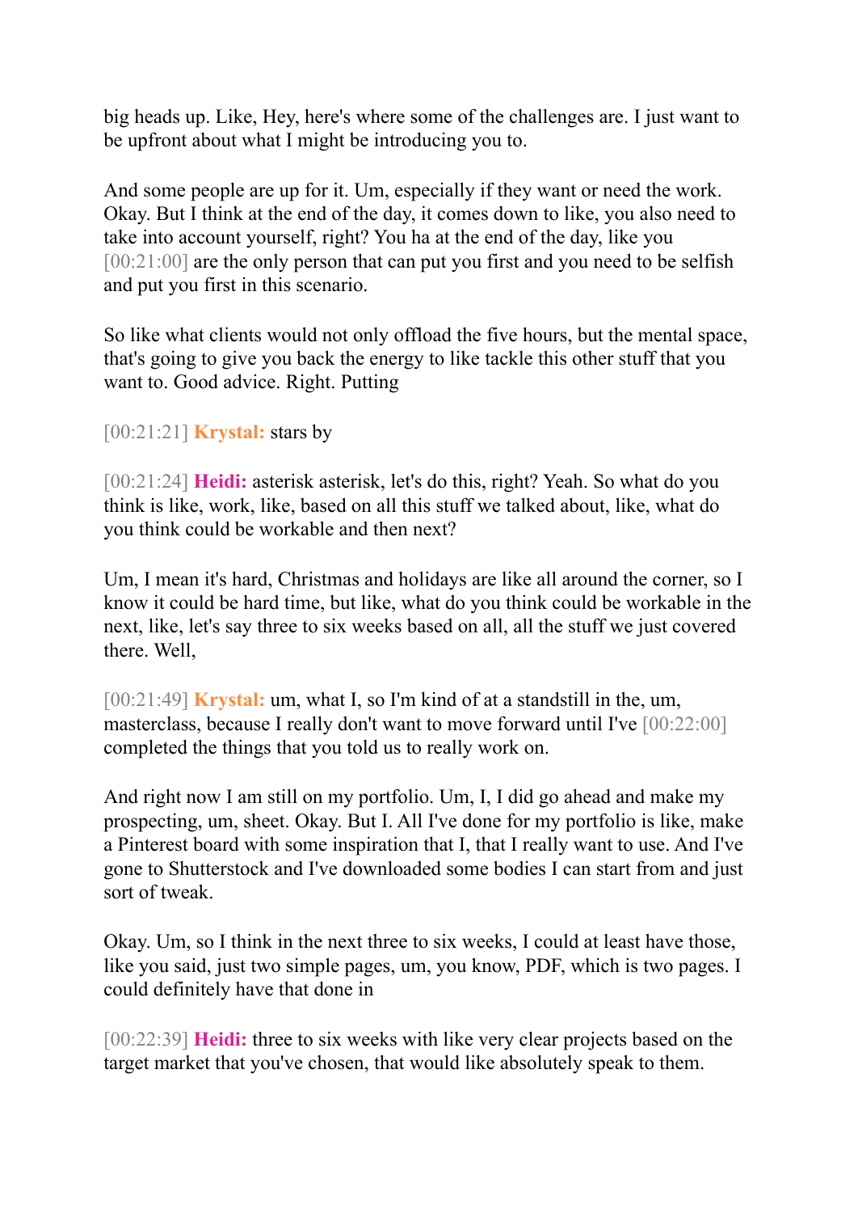big heads up. Like, Hey, here's where some of the challenges are. I just want to be upfront about what I might be introducing you to.

And some people are up for it. Um, especially if they want or need the work. Okay. But I think at the end of the day, it comes down to like, you also need to take into account yourself, right? You ha at the end of the day, like you [00:21:00] are the only person that can put you first and you need to be selfish and put you first in this scenario.

So like what clients would not only offload the five hours, but the mental space, that's going to give you back the energy to like tackle this other stuff that you want to. Good advice. Right. Putting

[00:21:21] **Krystal:** stars by

[00:21:24] **Heidi:** asterisk asterisk, let's do this, right? Yeah. So what do you think is like, work, like, based on all this stuff we talked about, like, what do you think could be workable and then next?

Um, I mean it's hard, Christmas and holidays are like all around the corner, so I know it could be hard time, but like, what do you think could be workable in the next, like, let's say three to six weeks based on all, all the stuff we just covered there. Well,

[00:21:49] **Krystal:** um, what I, so I'm kind of at a standstill in the, um, masterclass, because I really don't want to move forward until I've [00:22:00] completed the things that you told us to really work on.

And right now I am still on my portfolio. Um, I, I did go ahead and make my prospecting, um, sheet. Okay. But I. All I've done for my portfolio is like, make a Pinterest board with some inspiration that I, that I really want to use. And I've gone to Shutterstock and I've downloaded some bodies I can start from and just sort of tweak.

Okay. Um, so I think in the next three to six weeks, I could at least have those, like you said, just two simple pages, um, you know, PDF, which is two pages. I could definitely have that done in

[00:22:39] **Heidi:** three to six weeks with like very clear projects based on the target market that you've chosen, that would like absolutely speak to them.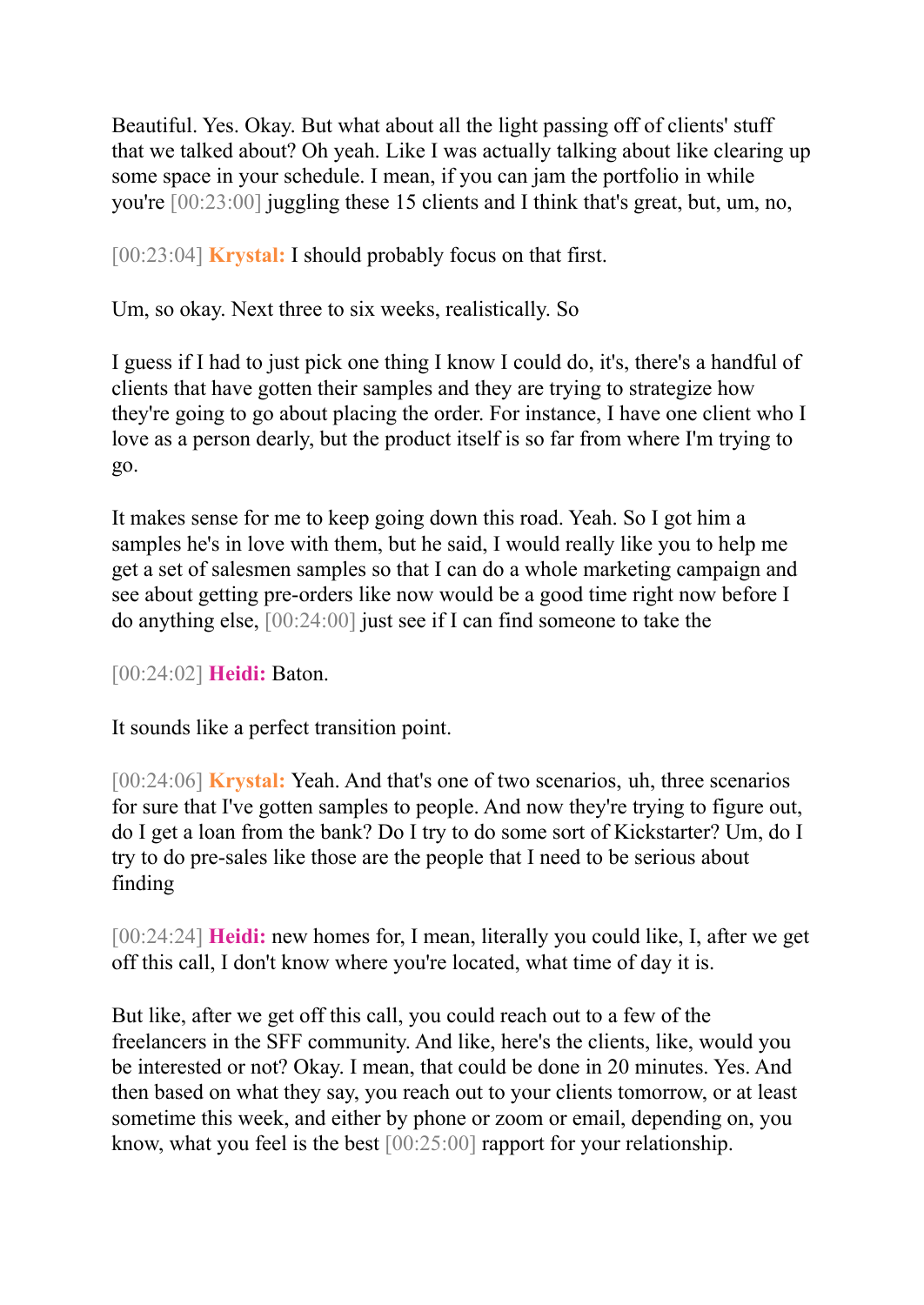Beautiful. Yes. Okay. But what about all the light passing off of clients' stuff that we talked about? Oh yeah. Like I was actually talking about like clearing up some space in your schedule. I mean, if you can jam the portfolio in while you're [00:23:00] juggling these 15 clients and I think that's great, but, um, no,

[00:23:04] **Krystal:** I should probably focus on that first.

Um, so okay. Next three to six weeks, realistically. So

I guess if I had to just pick one thing I know I could do, it's, there's a handful of clients that have gotten their samples and they are trying to strategize how they're going to go about placing the order. For instance, I have one client who I love as a person dearly, but the product itself is so far from where I'm trying to go.

It makes sense for me to keep going down this road. Yeah. So I got him a samples he's in love with them, but he said, I would really like you to help me get a set of salesmen samples so that I can do a whole marketing campaign and see about getting pre-orders like now would be a good time right now before I do anything else, [00:24:00] just see if I can find someone to take the

[00:24:02] **Heidi:** Baton.

It sounds like a perfect transition point.

[00:24:06] **Krystal:** Yeah. And that's one of two scenarios, uh, three scenarios for sure that I've gotten samples to people. And now they're trying to figure out, do I get a loan from the bank? Do I try to do some sort of Kickstarter? Um, do I try to do pre-sales like those are the people that I need to be serious about finding

[00:24:24] **Heidi:** new homes for, I mean, literally you could like, I, after we get off this call, I don't know where you're located, what time of day it is.

But like, after we get off this call, you could reach out to a few of the freelancers in the SFF community. And like, here's the clients, like, would you be interested or not? Okay. I mean, that could be done in 20 minutes. Yes. And then based on what they say, you reach out to your clients tomorrow, or at least sometime this week, and either by phone or zoom or email, depending on, you know, what you feel is the best [00:25:00] rapport for your relationship.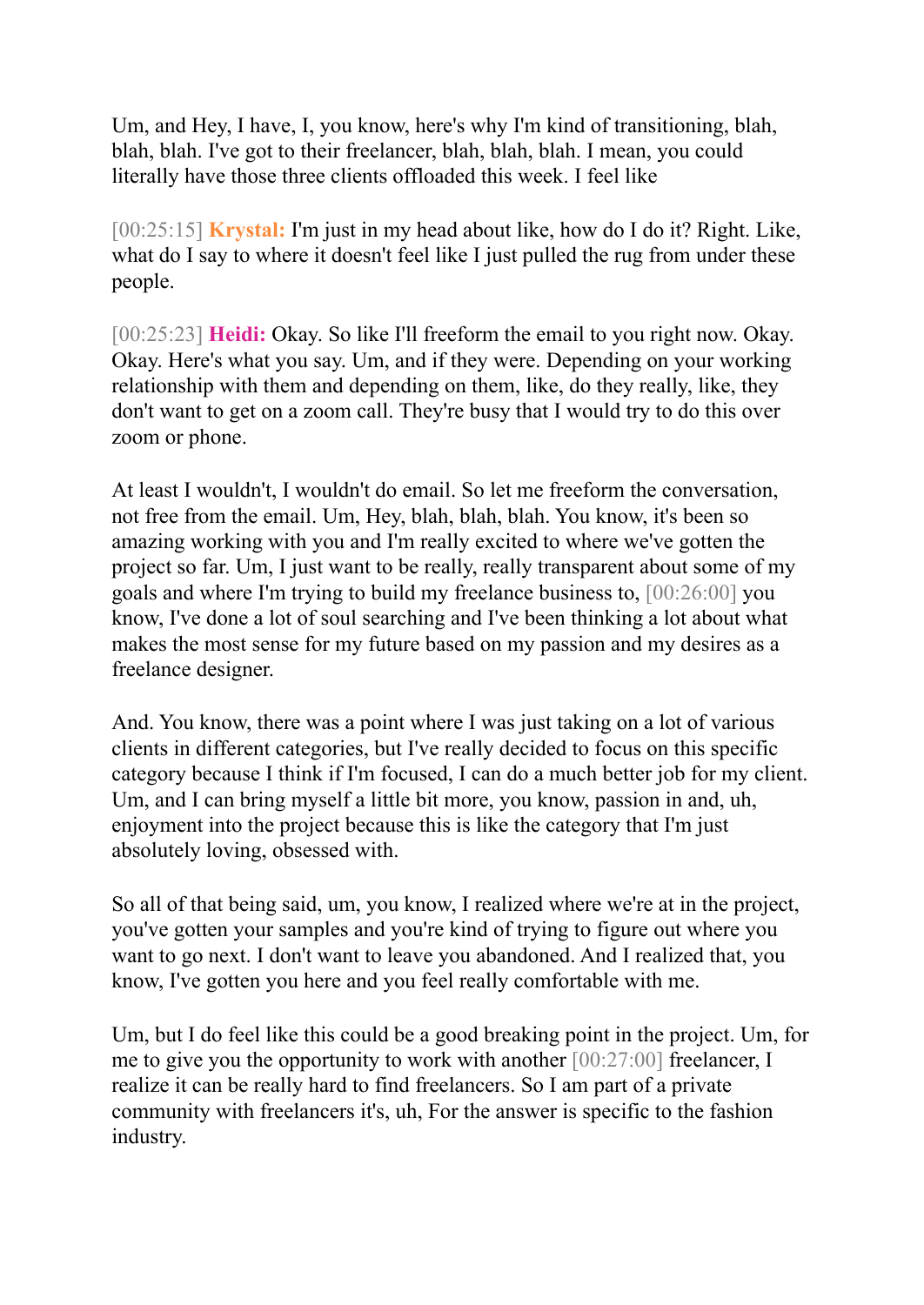Um, and Hey, I have, I, you know, here's why I'm kind of transitioning, blah, blah, blah. I've got to their freelancer, blah, blah, blah. I mean, you could literally have those three clients offloaded this week. I feel like

[00:25:15] **Krystal:** I'm just in my head about like, how do I do it? Right. Like, what do I say to where it doesn't feel like I just pulled the rug from under these people.

[00:25:23] **Heidi:** Okay. So like I'll freeform the email to you right now. Okay. Okay. Here's what you say. Um, and if they were. Depending on your working relationship with them and depending on them, like, do they really, like, they don't want to get on a zoom call. They're busy that I would try to do this over zoom or phone.

At least I wouldn't, I wouldn't do email. So let me freeform the conversation, not free from the email. Um, Hey, blah, blah, blah. You know, it's been so amazing working with you and I'm really excited to where we've gotten the project so far. Um, I just want to be really, really transparent about some of my goals and where I'm trying to build my freelance business to, [00:26:00] you know, I've done a lot of soul searching and I've been thinking a lot about what makes the most sense for my future based on my passion and my desires as a freelance designer.

And. You know, there was a point where I was just taking on a lot of various clients in different categories, but I've really decided to focus on this specific category because I think if I'm focused, I can do a much better job for my client. Um, and I can bring myself a little bit more, you know, passion in and, uh, enjoyment into the project because this is like the category that I'm just absolutely loving, obsessed with.

So all of that being said, um, you know, I realized where we're at in the project, you've gotten your samples and you're kind of trying to figure out where you want to go next. I don't want to leave you abandoned. And I realized that, you know, I've gotten you here and you feel really comfortable with me.

Um, but I do feel like this could be a good breaking point in the project. Um, for me to give you the opportunity to work with another [00:27:00] freelancer, I realize it can be really hard to find freelancers. So I am part of a private community with freelancers it's, uh, For the answer is specific to the fashion industry.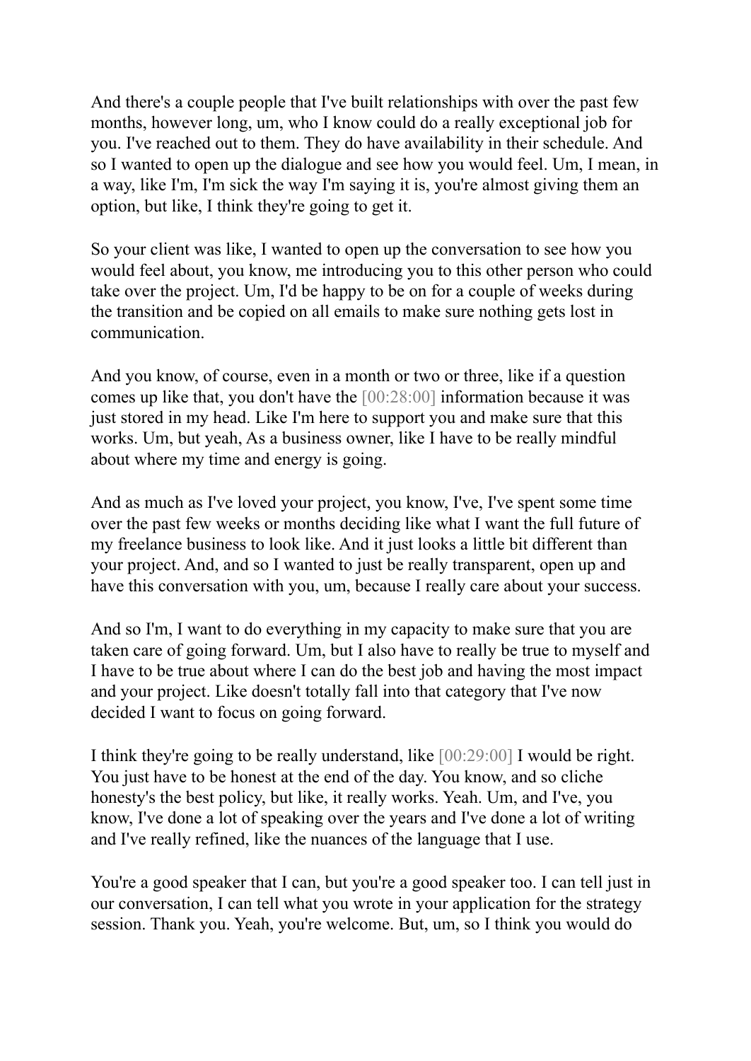And there's a couple people that I've built relationships with over the past few months, however long, um, who I know could do a really exceptional job for you. I've reached out to them. They do have availability in their schedule. And so I wanted to open up the dialogue and see how you would feel. Um, I mean, in a way, like I'm, I'm sick the way I'm saying it is, you're almost giving them an option, but like, I think they're going to get it.

So your client was like, I wanted to open up the conversation to see how you would feel about, you know, me introducing you to this other person who could take over the project. Um, I'd be happy to be on for a couple of weeks during the transition and be copied on all emails to make sure nothing gets lost in communication.

And you know, of course, even in a month or two or three, like if a question comes up like that, you don't have the [00:28:00] information because it was just stored in my head. Like I'm here to support you and make sure that this works. Um, but yeah, As a business owner, like I have to be really mindful about where my time and energy is going.

And as much as I've loved your project, you know, I've, I've spent some time over the past few weeks or months deciding like what I want the full future of my freelance business to look like. And it just looks a little bit different than your project. And, and so I wanted to just be really transparent, open up and have this conversation with you, um, because I really care about your success.

And so I'm, I want to do everything in my capacity to make sure that you are taken care of going forward. Um, but I also have to really be true to myself and I have to be true about where I can do the best job and having the most impact and your project. Like doesn't totally fall into that category that I've now decided I want to focus on going forward.

I think they're going to be really understand, like [00:29:00] I would be right. You just have to be honest at the end of the day. You know, and so cliche honesty's the best policy, but like, it really works. Yeah. Um, and I've, you know, I've done a lot of speaking over the years and I've done a lot of writing and I've really refined, like the nuances of the language that I use.

You're a good speaker that I can, but you're a good speaker too. I can tell just in our conversation, I can tell what you wrote in your application for the strategy session. Thank you. Yeah, you're welcome. But, um, so I think you would do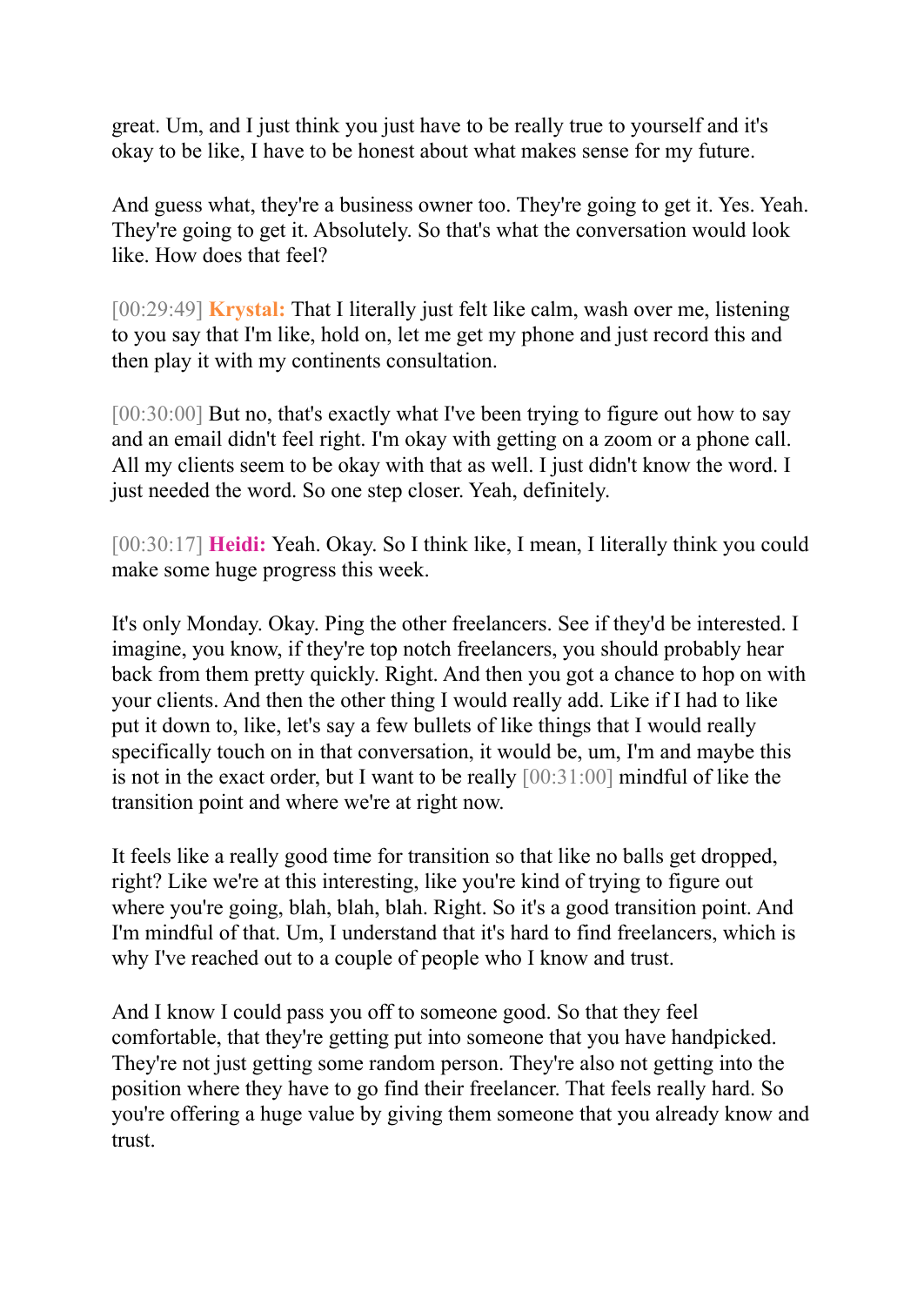great. Um, and I just think you just have to be really true to yourself and it's okay to be like, I have to be honest about what makes sense for my future.

And guess what, they're a business owner too. They're going to get it. Yes. Yeah. They're going to get it. Absolutely. So that's what the conversation would look like. How does that feel?

[00:29:49] **Krystal:** That I literally just felt like calm, wash over me, listening to you say that I'm like, hold on, let me get my phone and just record this and then play it with my continents consultation.

[00:30:00] But no, that's exactly what I've been trying to figure out how to say and an email didn't feel right. I'm okay with getting on a zoom or a phone call. All my clients seem to be okay with that as well. I just didn't know the word. I just needed the word. So one step closer. Yeah, definitely.

[00:30:17] **Heidi:** Yeah. Okay. So I think like, I mean, I literally think you could make some huge progress this week.

It's only Monday. Okay. Ping the other freelancers. See if they'd be interested. I imagine, you know, if they're top notch freelancers, you should probably hear back from them pretty quickly. Right. And then you got a chance to hop on with your clients. And then the other thing I would really add. Like if I had to like put it down to, like, let's say a few bullets of like things that I would really specifically touch on in that conversation, it would be, um, I'm and maybe this is not in the exact order, but I want to be really [00:31:00] mindful of like the transition point and where we're at right now.

It feels like a really good time for transition so that like no balls get dropped, right? Like we're at this interesting, like you're kind of trying to figure out where you're going, blah, blah, blah. Right. So it's a good transition point. And I'm mindful of that. Um, I understand that it's hard to find freelancers, which is why I've reached out to a couple of people who I know and trust.

And I know I could pass you off to someone good. So that they feel comfortable, that they're getting put into someone that you have handpicked. They're not just getting some random person. They're also not getting into the position where they have to go find their freelancer. That feels really hard. So you're offering a huge value by giving them someone that you already know and trust.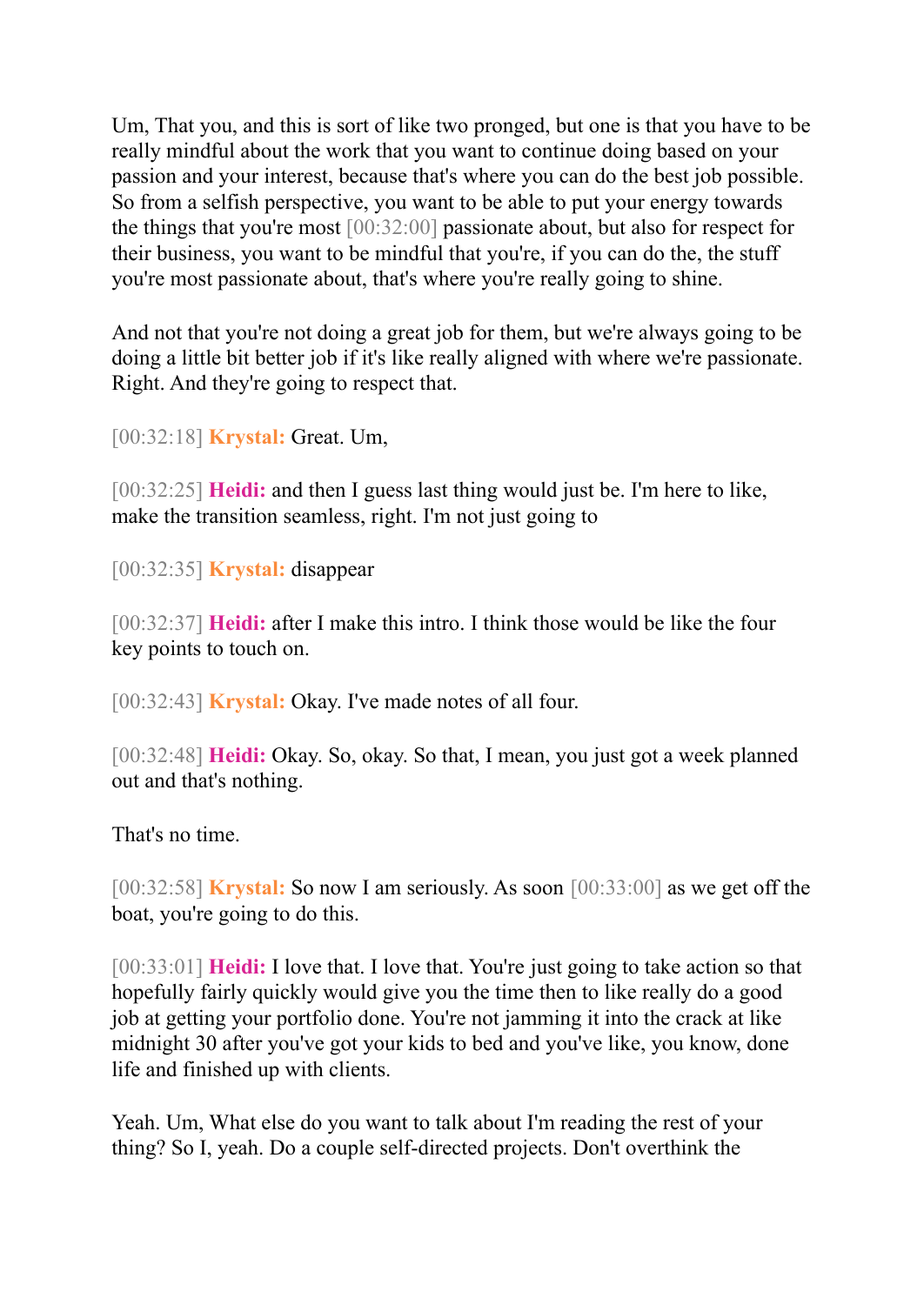Um, That you, and this is sort of like two pronged, but one is that you have to be really mindful about the work that you want to continue doing based on your passion and your interest, because that's where you can do the best job possible. So from a selfish perspective, you want to be able to put your energy towards the things that you're most [00:32:00] passionate about, but also for respect for their business, you want to be mindful that you're, if you can do the, the stuff you're most passionate about, that's where you're really going to shine.

And not that you're not doing a great job for them, but we're always going to be doing a little bit better job if it's like really aligned with where we're passionate. Right. And they're going to respect that.

[00:32:18] **Krystal:** Great. Um,

[00:32:25] **Heidi:** and then I guess last thing would just be. I'm here to like, make the transition seamless, right. I'm not just going to

[00:32:35] **Krystal:** disappear

[00:32:37] **Heidi:** after I make this intro. I think those would be like the four key points to touch on.

[00:32:43] **Krystal:** Okay. I've made notes of all four.

[00:32:48] **Heidi:** Okay. So, okay. So that, I mean, you just got a week planned out and that's nothing.

That's no time.

[00:32:58] **Krystal:** So now I am seriously. As soon [00:33:00] as we get off the boat, you're going to do this.

[00:33:01] **Heidi:** I love that. I love that. You're just going to take action so that hopefully fairly quickly would give you the time then to like really do a good job at getting your portfolio done. You're not jamming it into the crack at like midnight 30 after you've got your kids to bed and you've like, you know, done life and finished up with clients.

Yeah. Um, What else do you want to talk about I'm reading the rest of your thing? So I, yeah. Do a couple self-directed projects. Don't overthink the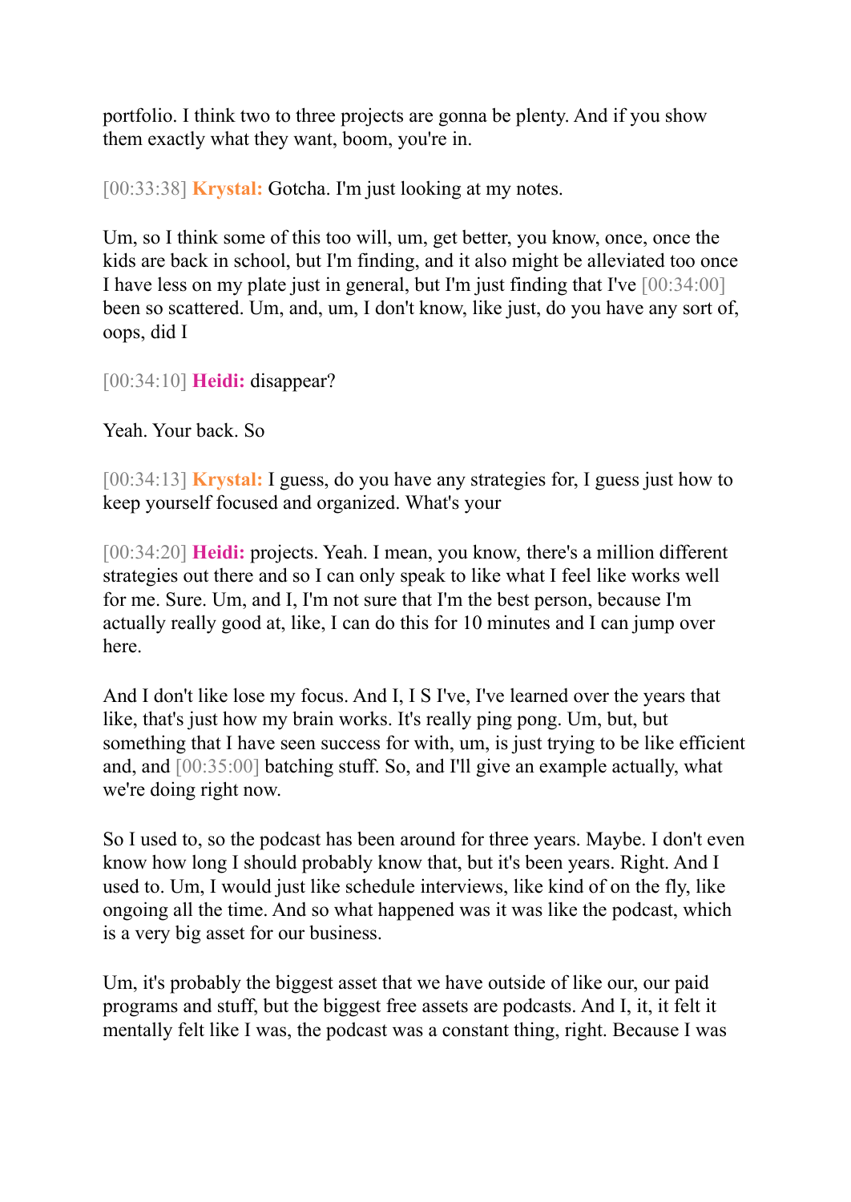portfolio. I think two to three projects are gonna be plenty. And if you show them exactly what they want, boom, you're in.

[00:33:38] **Krystal:** Gotcha. I'm just looking at my notes.

Um, so I think some of this too will, um, get better, you know, once, once the kids are back in school, but I'm finding, and it also might be alleviated too once I have less on my plate just in general, but I'm just finding that I've [00:34:00] been so scattered. Um, and, um, I don't know, like just, do you have any sort of, oops, did I

[00:34:10] **Heidi:** disappear?

Yeah. Your back. So

[00:34:13] **Krystal:** I guess, do you have any strategies for, I guess just how to keep yourself focused and organized. What's your

[00:34:20] **Heidi:** projects. Yeah. I mean, you know, there's a million different strategies out there and so I can only speak to like what I feel like works well for me. Sure. Um, and I, I'm not sure that I'm the best person, because I'm actually really good at, like, I can do this for 10 minutes and I can jump over here.

And I don't like lose my focus. And I, I S I've, I've learned over the years that like, that's just how my brain works. It's really ping pong. Um, but, but something that I have seen success for with, um, is just trying to be like efficient and, and [00:35:00] batching stuff. So, and I'll give an example actually, what we're doing right now.

So I used to, so the podcast has been around for three years. Maybe. I don't even know how long I should probably know that, but it's been years. Right. And I used to. Um, I would just like schedule interviews, like kind of on the fly, like ongoing all the time. And so what happened was it was like the podcast, which is a very big asset for our business.

Um, it's probably the biggest asset that we have outside of like our, our paid programs and stuff, but the biggest free assets are podcasts. And I, it, it felt it mentally felt like I was, the podcast was a constant thing, right. Because I was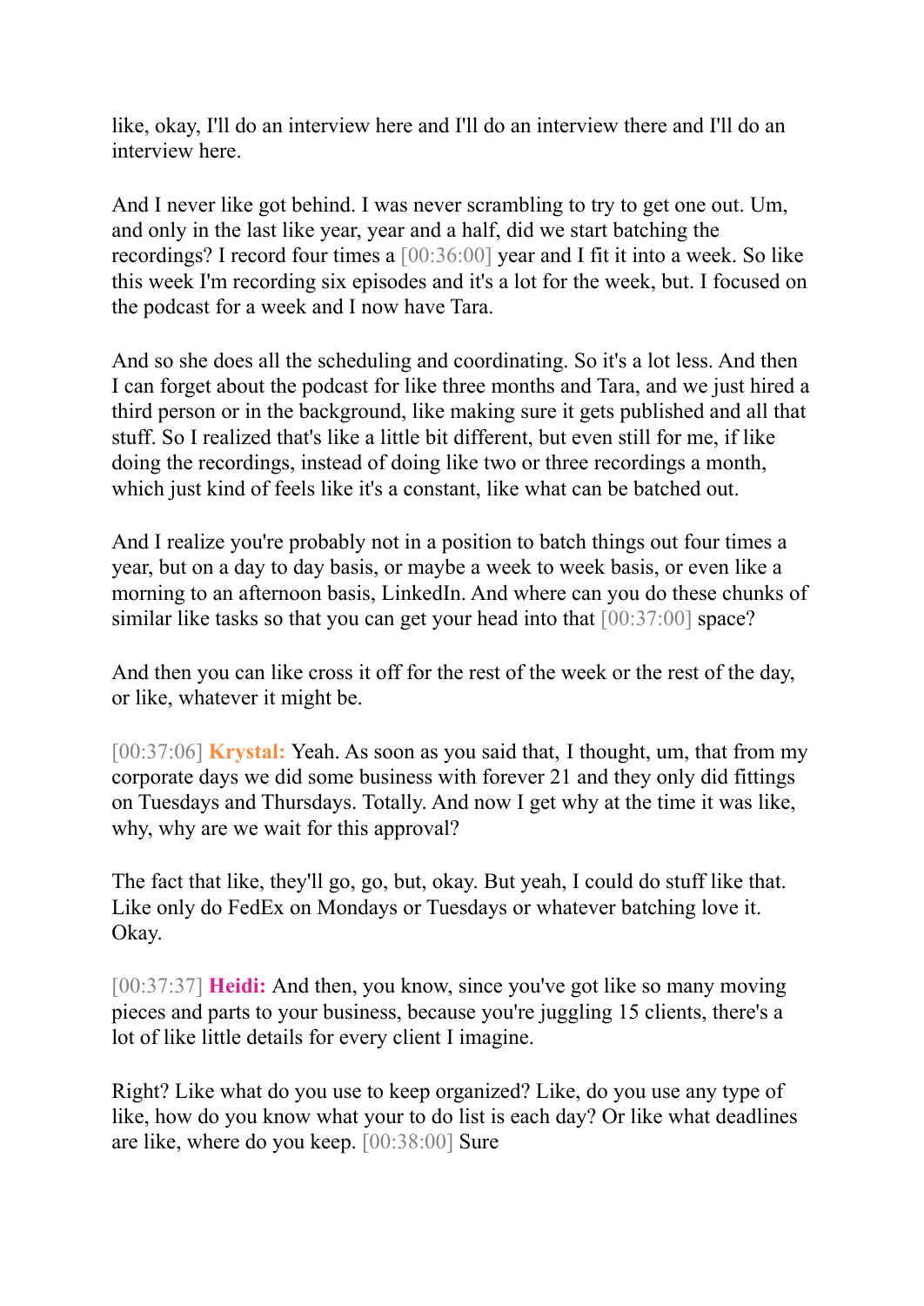like, okay, I'll do an interview here and I'll do an interview there and I'll do an interview here.

And I never like got behind. I was never scrambling to try to get one out. Um, and only in the last like year, year and a half, did we start batching the recordings? I record four times a [00:36:00] year and I fit it into a week. So like this week I'm recording six episodes and it's a lot for the week, but. I focused on the podcast for a week and I now have Tara.

And so she does all the scheduling and coordinating. So it's a lot less. And then I can forget about the podcast for like three months and Tara, and we just hired a third person or in the background, like making sure it gets published and all that stuff. So I realized that's like a little bit different, but even still for me, if like doing the recordings, instead of doing like two or three recordings a month, which just kind of feels like it's a constant, like what can be batched out.

And I realize you're probably not in a position to batch things out four times a year, but on a day to day basis, or maybe a week to week basis, or even like a morning to an afternoon basis, LinkedIn. And where can you do these chunks of similar like tasks so that you can get your head into that [00:37:00] space?

And then you can like cross it off for the rest of the week or the rest of the day, or like, whatever it might be.

[00:37:06] **Krystal:** Yeah. As soon as you said that, I thought, um, that from my corporate days we did some business with forever 21 and they only did fittings on Tuesdays and Thursdays. Totally. And now I get why at the time it was like, why, why are we wait for this approval?

The fact that like, they'll go, go, but, okay. But yeah, I could do stuff like that. Like only do FedEx on Mondays or Tuesdays or whatever batching love it. Okay.

[00:37:37] **Heidi:** And then, you know, since you've got like so many moving pieces and parts to your business, because you're juggling 15 clients, there's a lot of like little details for every client I imagine.

Right? Like what do you use to keep organized? Like, do you use any type of like, how do you know what your to do list is each day? Or like what deadlines are like, where do you keep. [00:38:00] Sure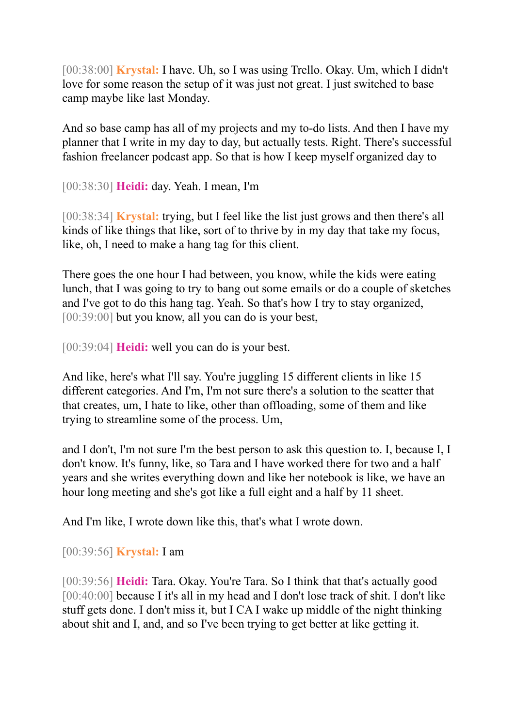[00:38:00] **Krystal:** I have. Uh, so I was using Trello. Okay. Um, which I didn't love for some reason the setup of it was just not great. I just switched to base camp maybe like last Monday.

And so base camp has all of my projects and my to-do lists. And then I have my planner that I write in my day to day, but actually tests. Right. There's successful fashion freelancer podcast app. So that is how I keep myself organized day to

[00:38:30] **Heidi:** day. Yeah. I mean, I'm

[00:38:34] **Krystal:** trying, but I feel like the list just grows and then there's all kinds of like things that like, sort of to thrive by in my day that take my focus, like, oh, I need to make a hang tag for this client.

There goes the one hour I had between, you know, while the kids were eating lunch, that I was going to try to bang out some emails or do a couple of sketches and I've got to do this hang tag. Yeah. So that's how I try to stay organized, [00:39:00] but you know, all you can do is your best,

[00:39:04] **Heidi:** well you can do is your best.

And like, here's what I'll say. You're juggling 15 different clients in like 15 different categories. And I'm, I'm not sure there's a solution to the scatter that that creates, um, I hate to like, other than offloading, some of them and like trying to streamline some of the process. Um,

and I don't, I'm not sure I'm the best person to ask this question to. I, because I, I don't know. It's funny, like, so Tara and I have worked there for two and a half years and she writes everything down and like her notebook is like, we have an hour long meeting and she's got like a full eight and a half by 11 sheet.

And I'm like, I wrote down like this, that's what I wrote down.

[00:39:56] **Krystal:** I am

[00:39:56] **Heidi:** Tara. Okay. You're Tara. So I think that that's actually good [00:40:00] because I it's all in my head and I don't lose track of shit. I don't like stuff gets done. I don't miss it, but I CA I wake up middle of the night thinking about shit and I, and, and so I've been trying to get better at like getting it.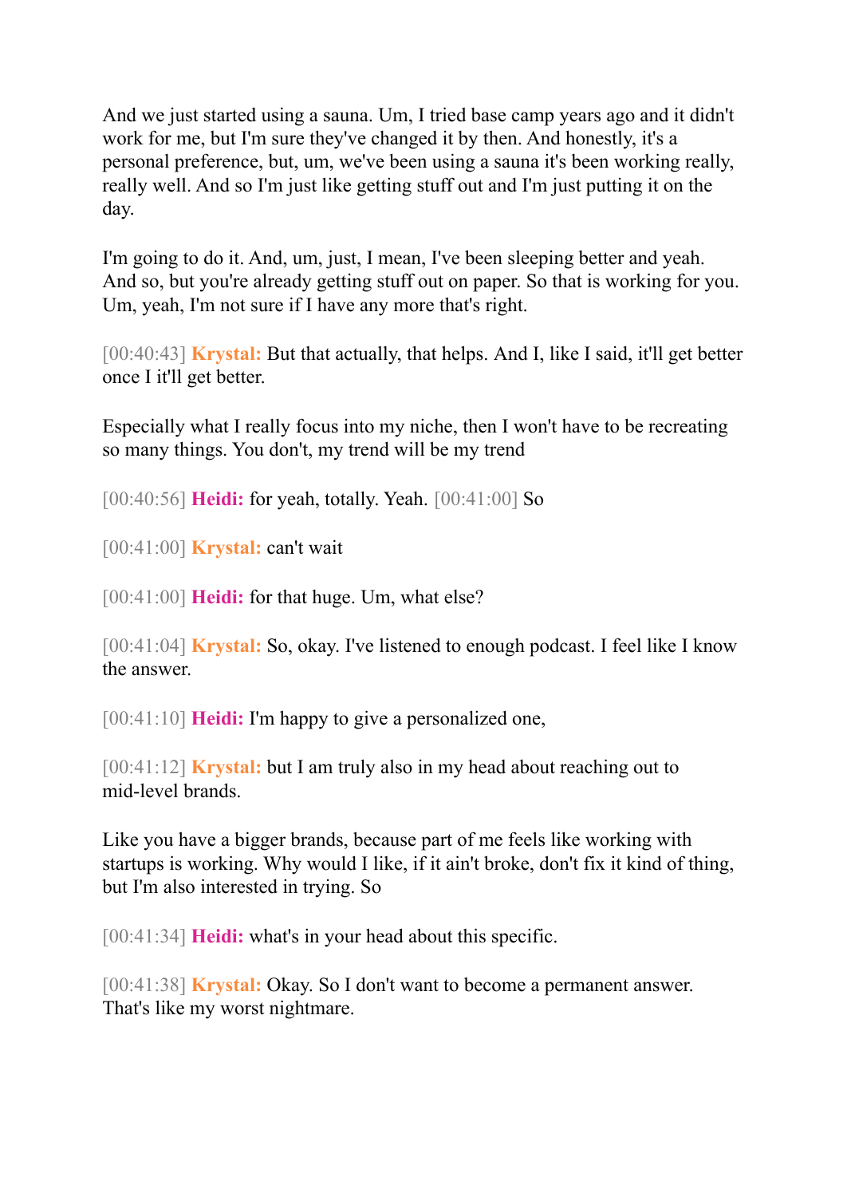And we just started using a sauna. Um, I tried base camp years ago and it didn't work for me, but I'm sure they've changed it by then. And honestly, it's a personal preference, but, um, we've been using a sauna it's been working really, really well. And so I'm just like getting stuff out and I'm just putting it on the day.

I'm going to do it. And, um, just, I mean, I've been sleeping better and yeah. And so, but you're already getting stuff out on paper. So that is working for you. Um, yeah, I'm not sure if I have any more that's right.

[00:40:43] **Krystal:** But that actually, that helps. And I, like I said, it'll get better once I it'll get better.

Especially what I really focus into my niche, then I won't have to be recreating so many things. You don't, my trend will be my trend

[00:40:56] **Heidi:** for yeah, totally. Yeah. [00:41:00] So

[00:41:00] **Krystal:** can't wait

[00:41:00] **Heidi:** for that huge. Um, what else?

[00:41:04] **Krystal:** So, okay. I've listened to enough podcast. I feel like I know the answer.

[00:41:10] **Heidi:** I'm happy to give a personalized one,

[00:41:12] **Krystal:** but I am truly also in my head about reaching out to mid-level brands.

Like you have a bigger brands, because part of me feels like working with startups is working. Why would I like, if it ain't broke, don't fix it kind of thing, but I'm also interested in trying. So

[00:41:34] **Heidi:** what's in your head about this specific.

[00:41:38] **Krystal:** Okay. So I don't want to become a permanent answer. That's like my worst nightmare.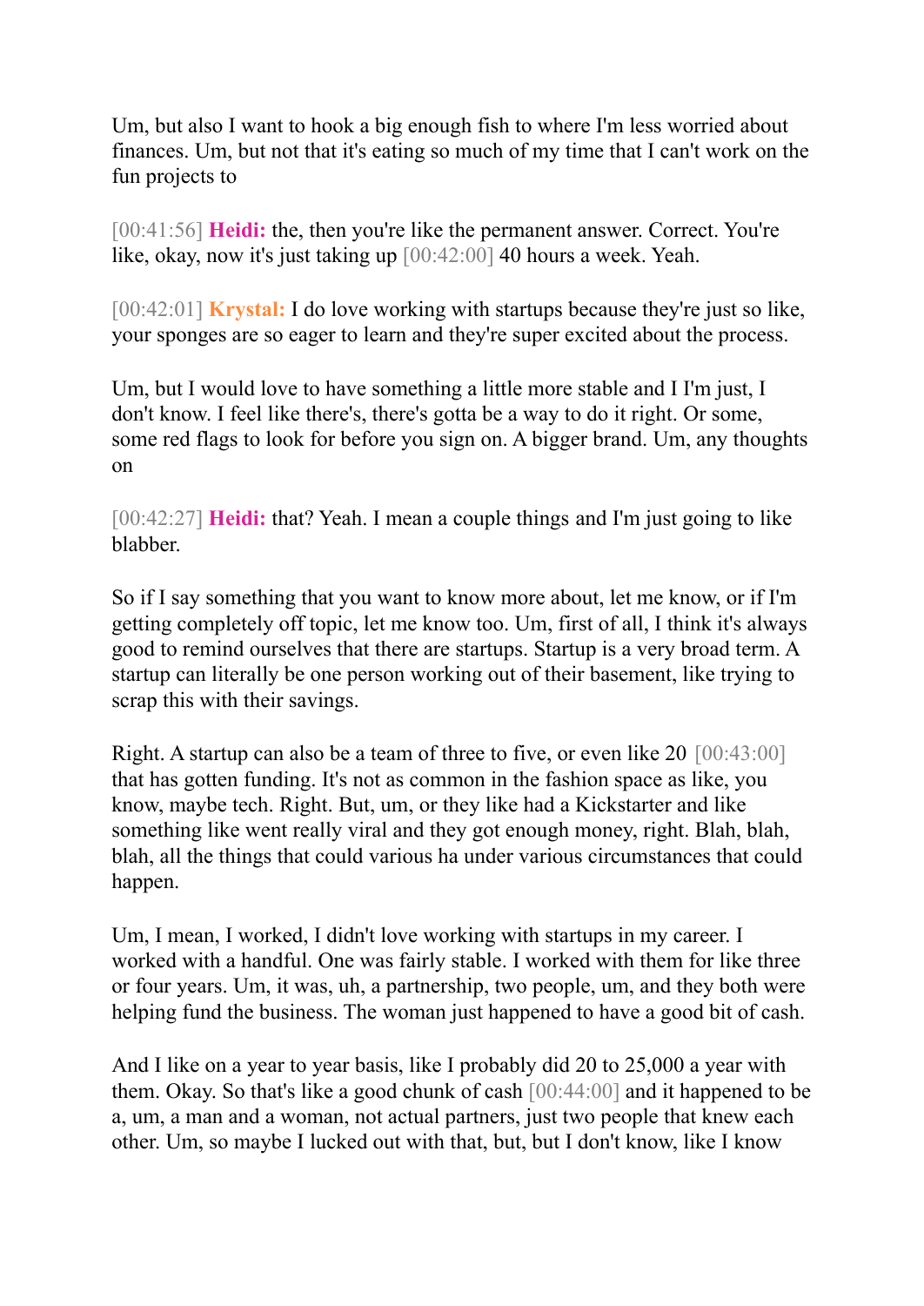Um, but also I want to hook a big enough fish to where I'm less worried about finances. Um, but not that it's eating so much of my time that I can't work on the fun projects to

[00:41:56] **Heidi:** the, then you're like the permanent answer. Correct. You're like, okay, now it's just taking up [00:42:00] 40 hours a week. Yeah.

[00:42:01] **Krystal:** I do love working with startups because they're just so like, your sponges are so eager to learn and they're super excited about the process.

Um, but I would love to have something a little more stable and I I'm just, I don't know. I feel like there's, there's gotta be a way to do it right. Or some, some red flags to look for before you sign on. A bigger brand. Um, any thoughts on

[00:42:27] **Heidi:** that? Yeah. I mean a couple things and I'm just going to like blabber.

So if I say something that you want to know more about, let me know, or if I'm getting completely off topic, let me know too. Um, first of all, I think it's always good to remind ourselves that there are startups. Startup is a very broad term. A startup can literally be one person working out of their basement, like trying to scrap this with their savings.

Right. A startup can also be a team of three to five, or even like 20 [00:43:00] that has gotten funding. It's not as common in the fashion space as like, you know, maybe tech. Right. But, um, or they like had a Kickstarter and like something like went really viral and they got enough money, right. Blah, blah, blah, all the things that could various ha under various circumstances that could happen.

Um, I mean, I worked, I didn't love working with startups in my career. I worked with a handful. One was fairly stable. I worked with them for like three or four years. Um, it was, uh, a partnership, two people, um, and they both were helping fund the business. The woman just happened to have a good bit of cash.

And I like on a year to year basis, like I probably did 20 to 25,000 a year with them. Okay. So that's like a good chunk of cash [00:44:00] and it happened to be a, um, a man and a woman, not actual partners, just two people that knew each other. Um, so maybe I lucked out with that, but, but I don't know, like I know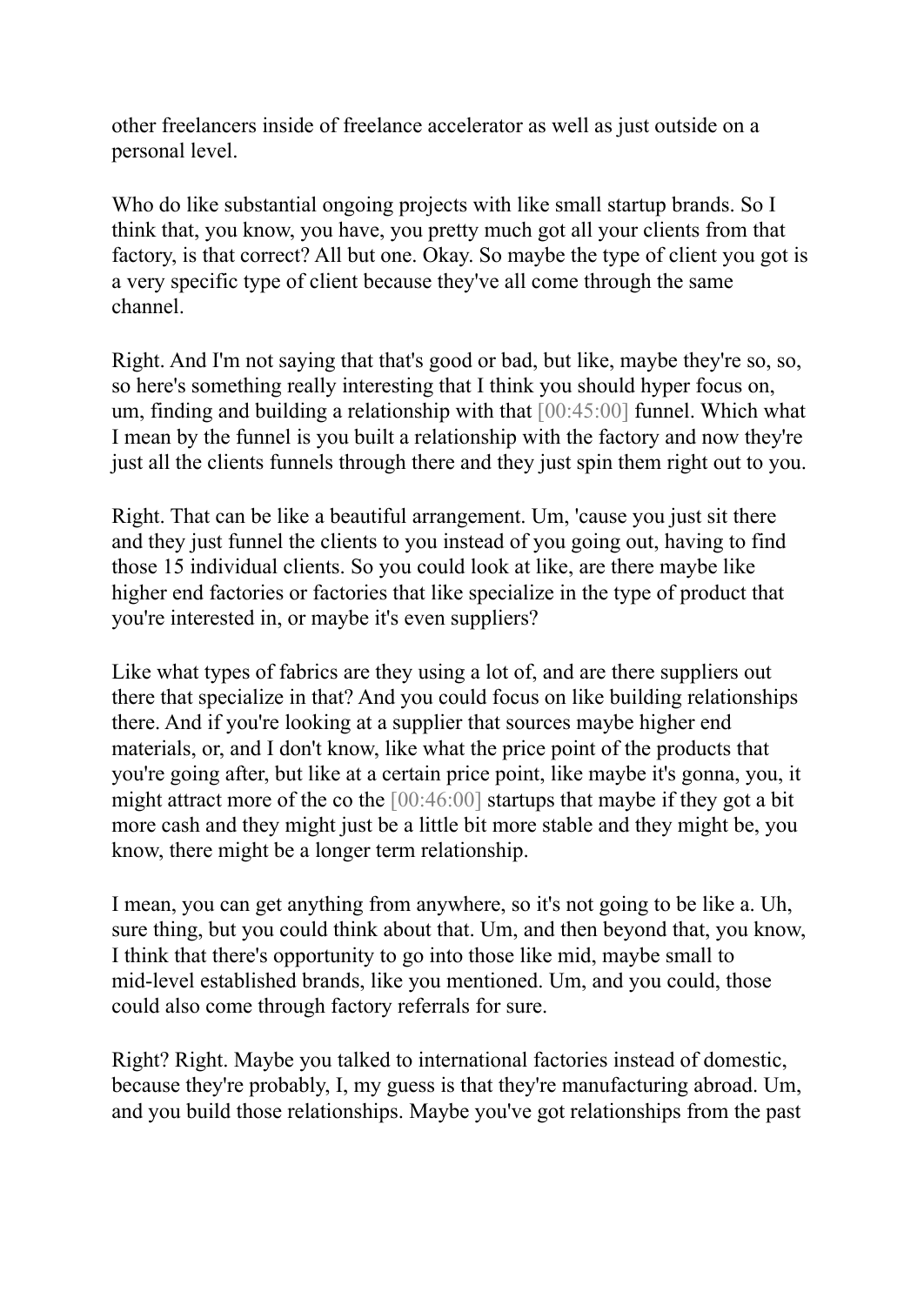other freelancers inside of freelance accelerator as well as just outside on a personal level.

Who do like substantial ongoing projects with like small startup brands. So I think that, you know, you have, you pretty much got all your clients from that factory, is that correct? All but one. Okay. So maybe the type of client you got is a very specific type of client because they've all come through the same channel.

Right. And I'm not saying that that's good or bad, but like, maybe they're so, so, so here's something really interesting that I think you should hyper focus on, um, finding and building a relationship with that [00:45:00] funnel. Which what I mean by the funnel is you built a relationship with the factory and now they're just all the clients funnels through there and they just spin them right out to you.

Right. That can be like a beautiful arrangement. Um, 'cause you just sit there and they just funnel the clients to you instead of you going out, having to find those 15 individual clients. So you could look at like, are there maybe like higher end factories or factories that like specialize in the type of product that you're interested in, or maybe it's even suppliers?

Like what types of fabrics are they using a lot of, and are there suppliers out there that specialize in that? And you could focus on like building relationships there. And if you're looking at a supplier that sources maybe higher end materials, or, and I don't know, like what the price point of the products that you're going after, but like at a certain price point, like maybe it's gonna, you, it might attract more of the co the [00:46:00] startups that maybe if they got a bit more cash and they might just be a little bit more stable and they might be, you know, there might be a longer term relationship.

I mean, you can get anything from anywhere, so it's not going to be like a. Uh, sure thing, but you could think about that. Um, and then beyond that, you know, I think that there's opportunity to go into those like mid, maybe small to mid-level established brands, like you mentioned. Um, and you could, those could also come through factory referrals for sure.

Right? Right. Maybe you talked to international factories instead of domestic, because they're probably, I, my guess is that they're manufacturing abroad. Um, and you build those relationships. Maybe you've got relationships from the past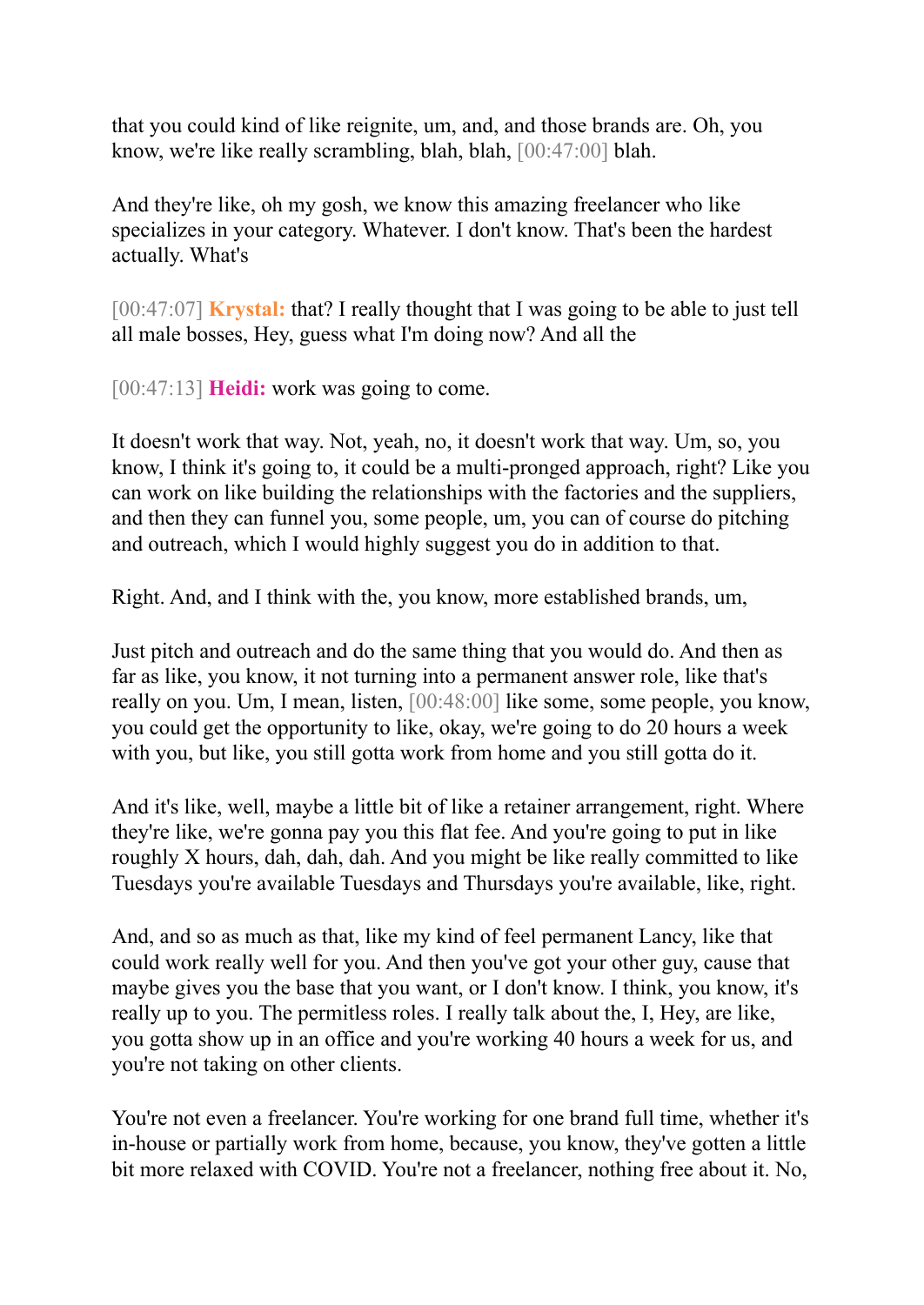that you could kind of like reignite, um, and, and those brands are. Oh, you know, we're like really scrambling, blah, blah, [00:47:00] blah.

And they're like, oh my gosh, we know this amazing freelancer who like specializes in your category. Whatever. I don't know. That's been the hardest actually. What's

[00:47:07] **Krystal:** that? I really thought that I was going to be able to just tell all male bosses, Hey, guess what I'm doing now? And all the

[00:47:13] **Heidi:** work was going to come.

It doesn't work that way. Not, yeah, no, it doesn't work that way. Um, so, you know, I think it's going to, it could be a multi-pronged approach, right? Like you can work on like building the relationships with the factories and the suppliers, and then they can funnel you, some people, um, you can of course do pitching and outreach, which I would highly suggest you do in addition to that.

Right. And, and I think with the, you know, more established brands, um,

Just pitch and outreach and do the same thing that you would do. And then as far as like, you know, it not turning into a permanent answer role, like that's really on you. Um, I mean, listen, [00:48:00] like some, some people, you know, you could get the opportunity to like, okay, we're going to do 20 hours a week with you, but like, you still gotta work from home and you still gotta do it.

And it's like, well, maybe a little bit of like a retainer arrangement, right. Where they're like, we're gonna pay you this flat fee. And you're going to put in like roughly X hours, dah, dah, dah. And you might be like really committed to like Tuesdays you're available Tuesdays and Thursdays you're available, like, right.

And, and so as much as that, like my kind of feel permanent Lancy, like that could work really well for you. And then you've got your other guy, cause that maybe gives you the base that you want, or I don't know. I think, you know, it's really up to you. The permitless roles. I really talk about the, I, Hey, are like, you gotta show up in an office and you're working 40 hours a week for us, and you're not taking on other clients.

You're not even a freelancer. You're working for one brand full time, whether it's in-house or partially work from home, because, you know, they've gotten a little bit more relaxed with COVID. You're not a freelancer, nothing free about it. No,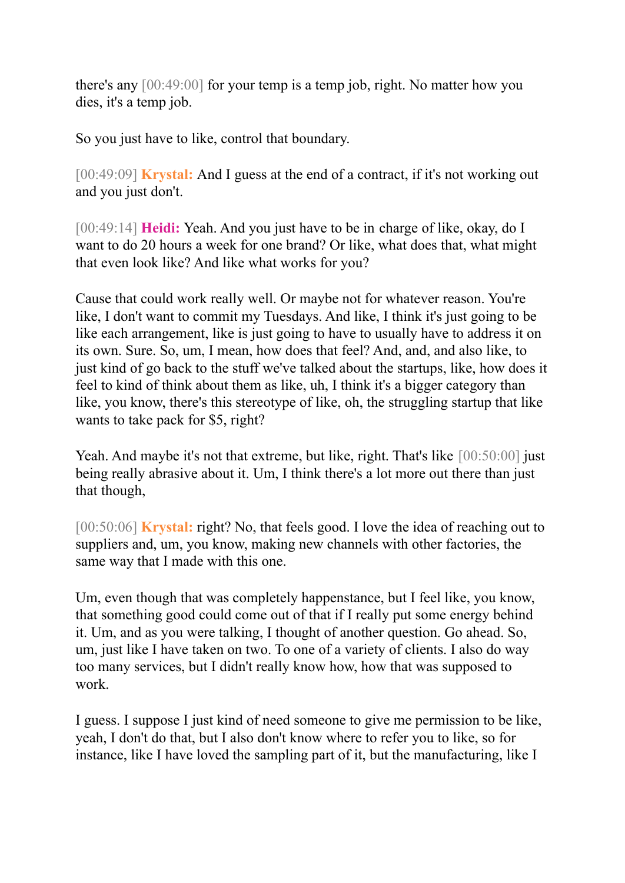there's any [00:49:00] for your temp is a temp job, right. No matter how you dies, it's a temp job.

So you just have to like, control that boundary.

[00:49:09] **Krystal:** And I guess at the end of a contract, if it's not working out and you just don't.

[00:49:14] **Heidi:** Yeah. And you just have to be in charge of like, okay, do I want to do 20 hours a week for one brand? Or like, what does that, what might that even look like? And like what works for you?

Cause that could work really well. Or maybe not for whatever reason. You're like, I don't want to commit my Tuesdays. And like, I think it's just going to be like each arrangement, like is just going to have to usually have to address it on its own. Sure. So, um, I mean, how does that feel? And, and, and also like, to just kind of go back to the stuff we've talked about the startups, like, how does it feel to kind of think about them as like, uh, I think it's a bigger category than like, you know, there's this stereotype of like, oh, the struggling startup that like wants to take pack for $5, right?

Yeah. And maybe it's not that extreme, but like, right. That's like [00:50:00] just being really abrasive about it. Um, I think there's a lot more out there than just that though,

[00:50:06] **Krystal:** right? No, that feels good. I love the idea of reaching out to suppliers and, um, you know, making new channels with other factories, the same way that I made with this one.

Um, even though that was completely happenstance, but I feel like, you know, that something good could come out of that if I really put some energy behind it. Um, and as you were talking, I thought of another question. Go ahead. So, um, just like I have taken on two. To one of a variety of clients. I also do way too many services, but I didn't really know how, how that was supposed to work.

I guess. I suppose I just kind of need someone to give me permission to be like, yeah, I don't do that, but I also don't know where to refer you to like, so for instance, like I have loved the sampling part of it, but the manufacturing, like I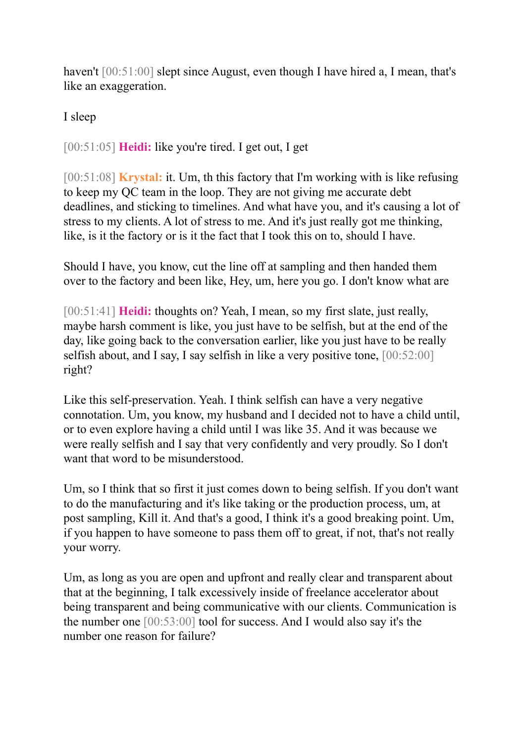haven't [00:51:00] slept since August, even though I have hired a, I mean, that's like an exaggeration.

I sleep

[00:51:05] **Heidi:** like you're tired. I get out, I get

[00:51:08] **Krystal:** it. Um, th this factory that I'm working with is like refusing to keep my QC team in the loop. They are not giving me accurate debt deadlines, and sticking to timelines. And what have you, and it's causing a lot of stress to my clients. A lot of stress to me. And it's just really got me thinking, like, is it the factory or is it the fact that I took this on to, should I have.

Should I have, you know, cut the line off at sampling and then handed them over to the factory and been like, Hey, um, here you go. I don't know what are

[00:51:41] **Heidi:** thoughts on? Yeah, I mean, so my first slate, just really, maybe harsh comment is like, you just have to be selfish, but at the end of the day, like going back to the conversation earlier, like you just have to be really selfish about, and I say, I say selfish in like a very positive tone, [00:52:00] right?

Like this self-preservation. Yeah. I think selfish can have a very negative connotation. Um, you know, my husband and I decided not to have a child until, or to even explore having a child until I was like 35. And it was because we were really selfish and I say that very confidently and very proudly. So I don't want that word to be misunderstood.

Um, so I think that so first it just comes down to being selfish. If you don't want to do the manufacturing and it's like taking or the production process, um, at post sampling, Kill it. And that's a good, I think it's a good breaking point. Um, if you happen to have someone to pass them off to great, if not, that's not really your worry.

Um, as long as you are open and upfront and really clear and transparent about that at the beginning, I talk excessively inside of freelance accelerator about being transparent and being communicative with our clients. Communication is the number one [00:53:00] tool for success. And I would also say it's the number one reason for failure?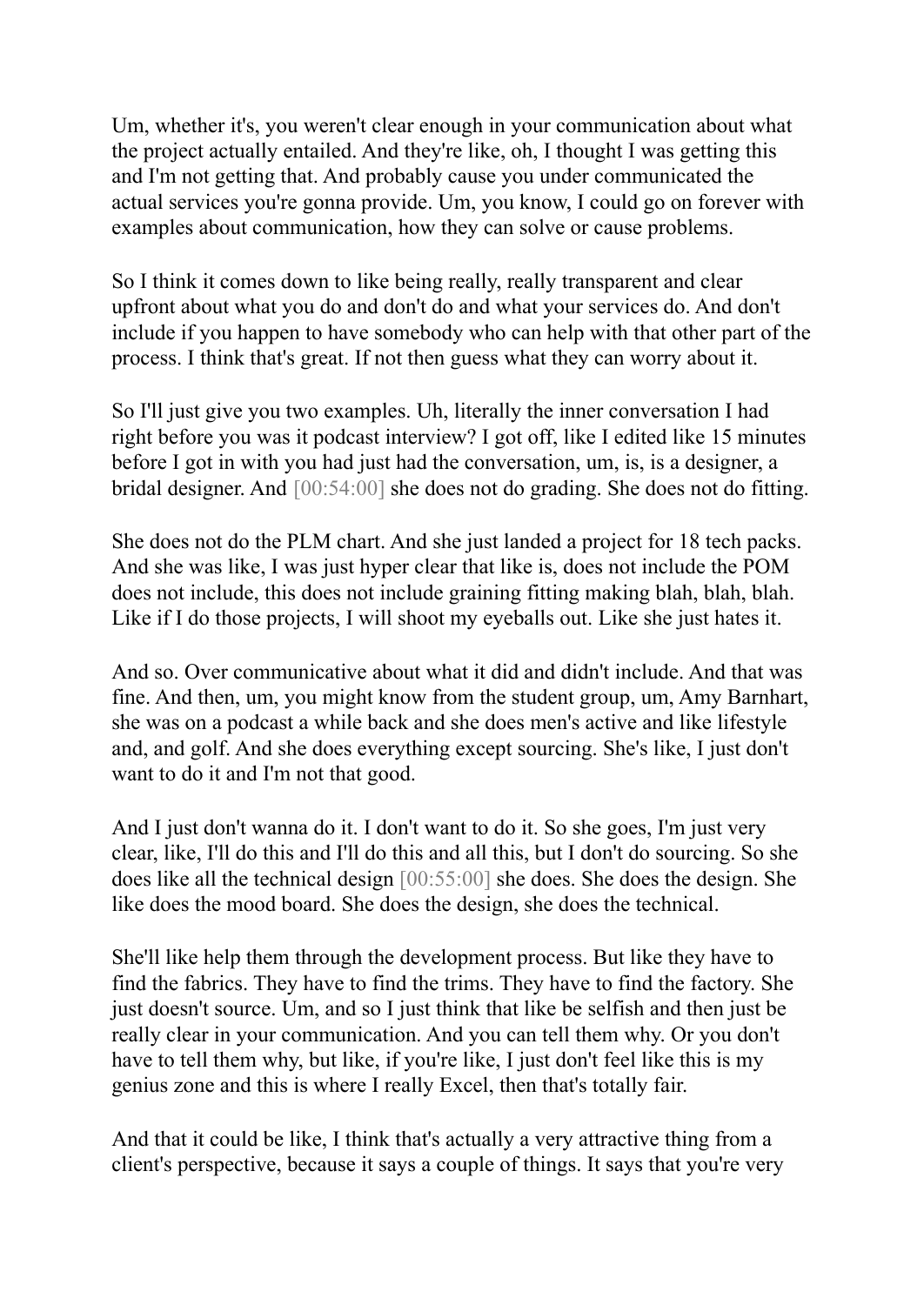Um, whether it's, you weren't clear enough in your communication about what the project actually entailed. And they're like, oh, I thought I was getting this and I'm not getting that. And probably cause you under communicated the actual services you're gonna provide. Um, you know, I could go on forever with examples about communication, how they can solve or cause problems.

So I think it comes down to like being really, really transparent and clear upfront about what you do and don't do and what your services do. And don't include if you happen to have somebody who can help with that other part of the process. I think that's great. If not then guess what they can worry about it.

So I'll just give you two examples. Uh, literally the inner conversation I had right before you was it podcast interview? I got off, like I edited like 15 minutes before I got in with you had just had the conversation, um, is, is a designer, a bridal designer. And [00:54:00] she does not do grading. She does not do fitting.

She does not do the PLM chart. And she just landed a project for 18 tech packs. And she was like, I was just hyper clear that like is, does not include the POM does not include, this does not include graining fitting making blah, blah, blah. Like if I do those projects, I will shoot my eyeballs out. Like she just hates it.

And so. Over communicative about what it did and didn't include. And that was fine. And then, um, you might know from the student group, um, Amy Barnhart, she was on a podcast a while back and she does men's active and like lifestyle and, and golf. And she does everything except sourcing. She's like, I just don't want to do it and I'm not that good.

And I just don't wanna do it. I don't want to do it. So she goes, I'm just very clear, like, I'll do this and I'll do this and all this, but I don't do sourcing. So she does like all the technical design [00:55:00] she does. She does the design. She like does the mood board. She does the design, she does the technical.

She'll like help them through the development process. But like they have to find the fabrics. They have to find the trims. They have to find the factory. She just doesn't source. Um, and so I just think that like be selfish and then just be really clear in your communication. And you can tell them why. Or you don't have to tell them why, but like, if you're like, I just don't feel like this is my genius zone and this is where I really Excel, then that's totally fair.

And that it could be like, I think that's actually a very attractive thing from a client's perspective, because it says a couple of things. It says that you're very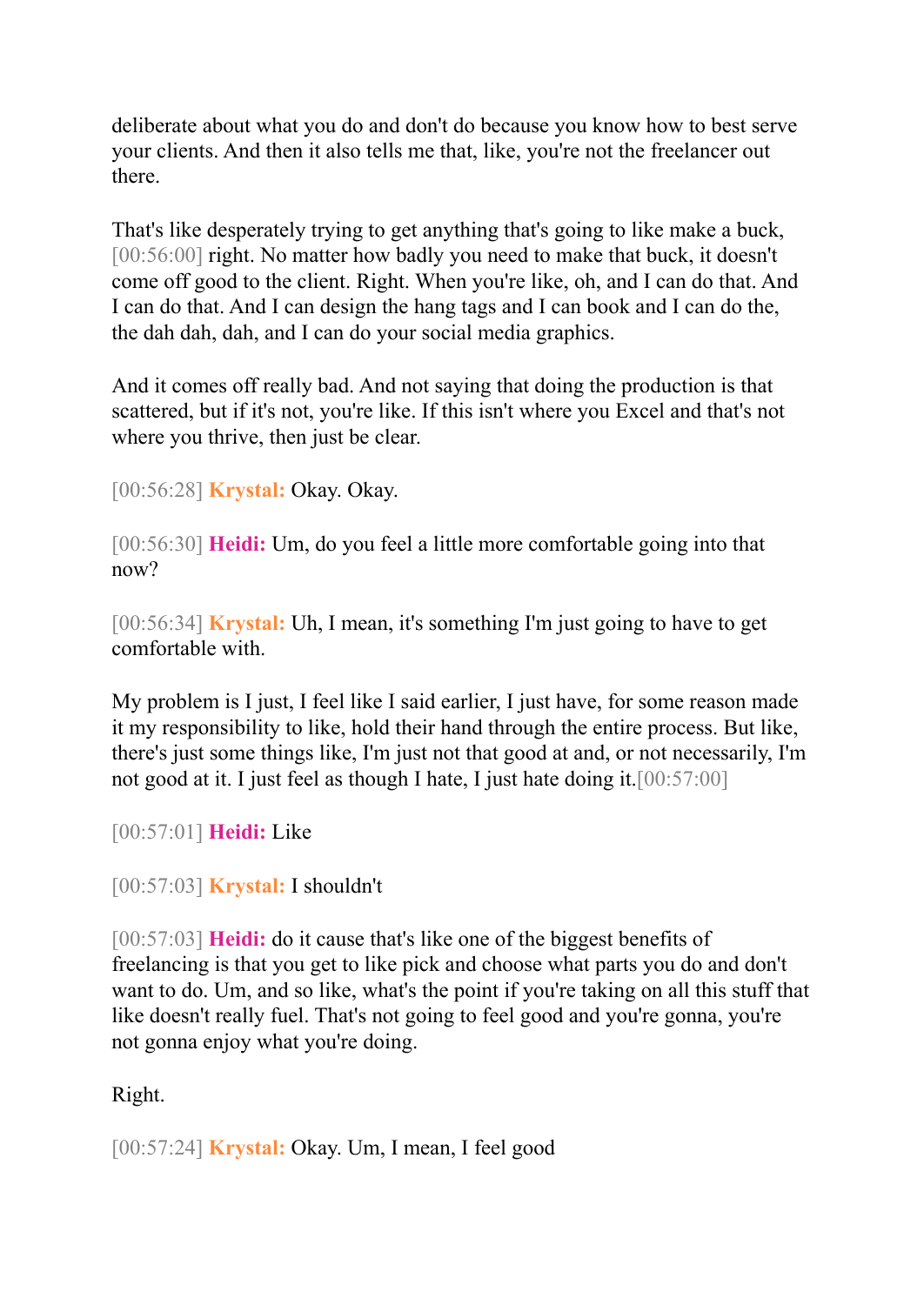deliberate about what you do and don't do because you know how to best serve your clients. And then it also tells me that, like, you're not the freelancer out there.

That's like desperately trying to get anything that's going to like make a buck, [00:56:00] right. No matter how badly you need to make that buck, it doesn't come off good to the client. Right. When you're like, oh, and I can do that. And I can do that. And I can design the hang tags and I can book and I can do the, the dah dah, dah, and I can do your social media graphics.

And it comes off really bad. And not saying that doing the production is that scattered, but if it's not, you're like. If this isn't where you Excel and that's not where you thrive, then just be clear.

[00:56:28] **Krystal:** Okay. Okay.

[00:56:30] **Heidi:** Um, do you feel a little more comfortable going into that now?

[00:56:34] **Krystal:** Uh, I mean, it's something I'm just going to have to get comfortable with.

My problem is I just, I feel like I said earlier, I just have, for some reason made it my responsibility to like, hold their hand through the entire process. But like, there's just some things like, I'm just not that good at and, or not necessarily, I'm not good at it. I just feel as though I hate, I just hate doing it.[00:57:00]

[00:57:01] **Heidi:** Like

[00:57:03] **Krystal:** I shouldn't

[00:57:03] **Heidi:** do it cause that's like one of the biggest benefits of freelancing is that you get to like pick and choose what parts you do and don't want to do. Um, and so like, what's the point if you're taking on all this stuff that like doesn't really fuel. That's not going to feel good and you're gonna, you're not gonna enjoy what you're doing.

Right.

[00:57:24] **Krystal:** Okay. Um, I mean, I feel good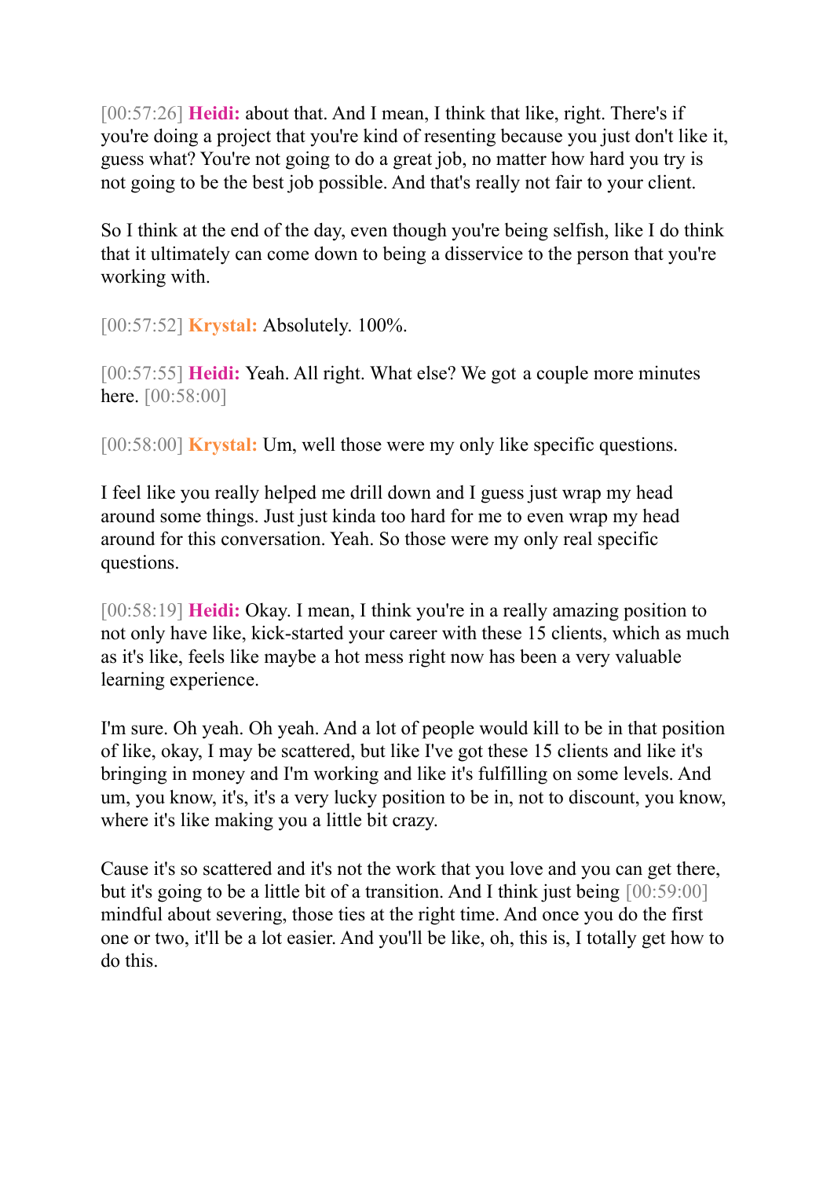[00:57:26] **Heidi:** about that. And I mean, I think that like, right. There's if you're doing a project that you're kind of resenting because you just don't like it, guess what? You're not going to do a great job, no matter how hard you try is not going to be the best job possible. And that's really not fair to your client.

So I think at the end of the day, even though you're being selfish, like I do think that it ultimately can come down to being a disservice to the person that you're working with.

[00:57:52] **Krystal:** Absolutely. 100%.

[00:57:55] **Heidi:** Yeah. All right. What else? We got a couple more minutes here. [00:58:00]

[00:58:00] **Krystal:** Um, well those were my only like specific questions.

I feel like you really helped me drill down and I guess just wrap my head around some things. Just just kinda too hard for me to even wrap my head around for this conversation. Yeah. So those were my only real specific questions.

[00:58:19] **Heidi:** Okay. I mean, I think you're in a really amazing position to not only have like, kick-started your career with these 15 clients, which as much as it's like, feels like maybe a hot mess right now has been a very valuable learning experience.

I'm sure. Oh yeah. Oh yeah. And a lot of people would kill to be in that position of like, okay, I may be scattered, but like I've got these 15 clients and like it's bringing in money and I'm working and like it's fulfilling on some levels. And um, you know, it's, it's a very lucky position to be in, not to discount, you know, where it's like making you a little bit crazy.

Cause it's so scattered and it's not the work that you love and you can get there, but it's going to be a little bit of a transition. And I think just being [00:59:00] mindful about severing, those ties at the right time. And once you do the first one or two, it'll be a lot easier. And you'll be like, oh, this is, I totally get how to do this.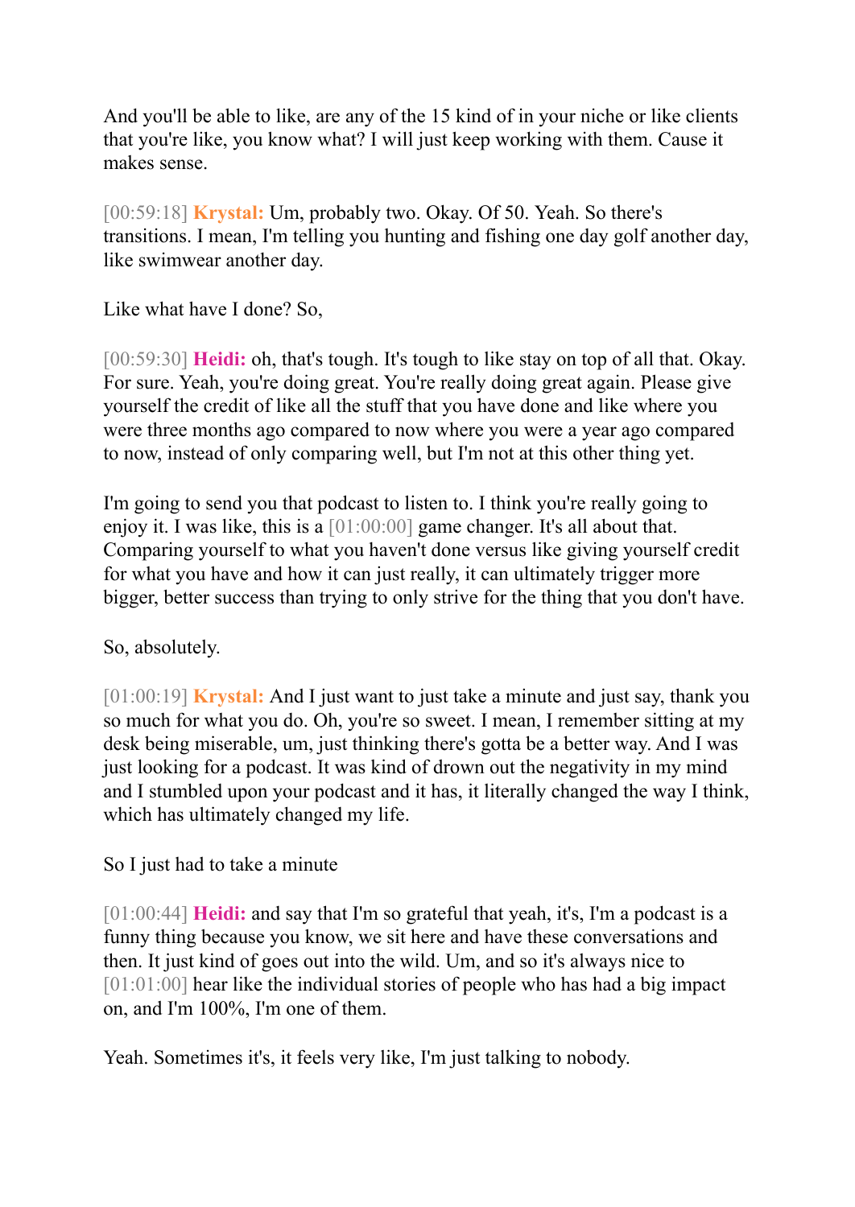And you'll be able to like, are any of the 15 kind of in your niche or like clients that you're like, you know what? I will just keep working with them. Cause it makes sense.

[00:59:18] **Krystal:** Um, probably two. Okay. Of 50. Yeah. So there's transitions. I mean, I'm telling you hunting and fishing one day golf another day, like swimwear another day.

Like what have I done? So,

[00:59:30] **Heidi:** oh, that's tough. It's tough to like stay on top of all that. Okay. For sure. Yeah, you're doing great. You're really doing great again. Please give yourself the credit of like all the stuff that you have done and like where you were three months ago compared to now where you were a year ago compared to now, instead of only comparing well, but I'm not at this other thing yet.

I'm going to send you that podcast to listen to. I think you're really going to enjoy it. I was like, this is a [01:00:00] game changer. It's all about that. Comparing yourself to what you haven't done versus like giving yourself credit for what you have and how it can just really, it can ultimately trigger more bigger, better success than trying to only strive for the thing that you don't have.

So, absolutely.

[01:00:19] **Krystal:** And I just want to just take a minute and just say, thank you so much for what you do. Oh, you're so sweet. I mean, I remember sitting at my desk being miserable, um, just thinking there's gotta be a better way. And I was just looking for a podcast. It was kind of drown out the negativity in my mind and I stumbled upon your podcast and it has, it literally changed the way I think, which has ultimately changed my life.

So I just had to take a minute

[01:00:44] **Heidi:** and say that I'm so grateful that yeah, it's, I'm a podcast is a funny thing because you know, we sit here and have these conversations and then. It just kind of goes out into the wild. Um, and so it's always nice to [01:01:00] hear like the individual stories of people who has had a big impact on, and I'm 100%, I'm one of them.

Yeah. Sometimes it's, it feels very like, I'm just talking to nobody.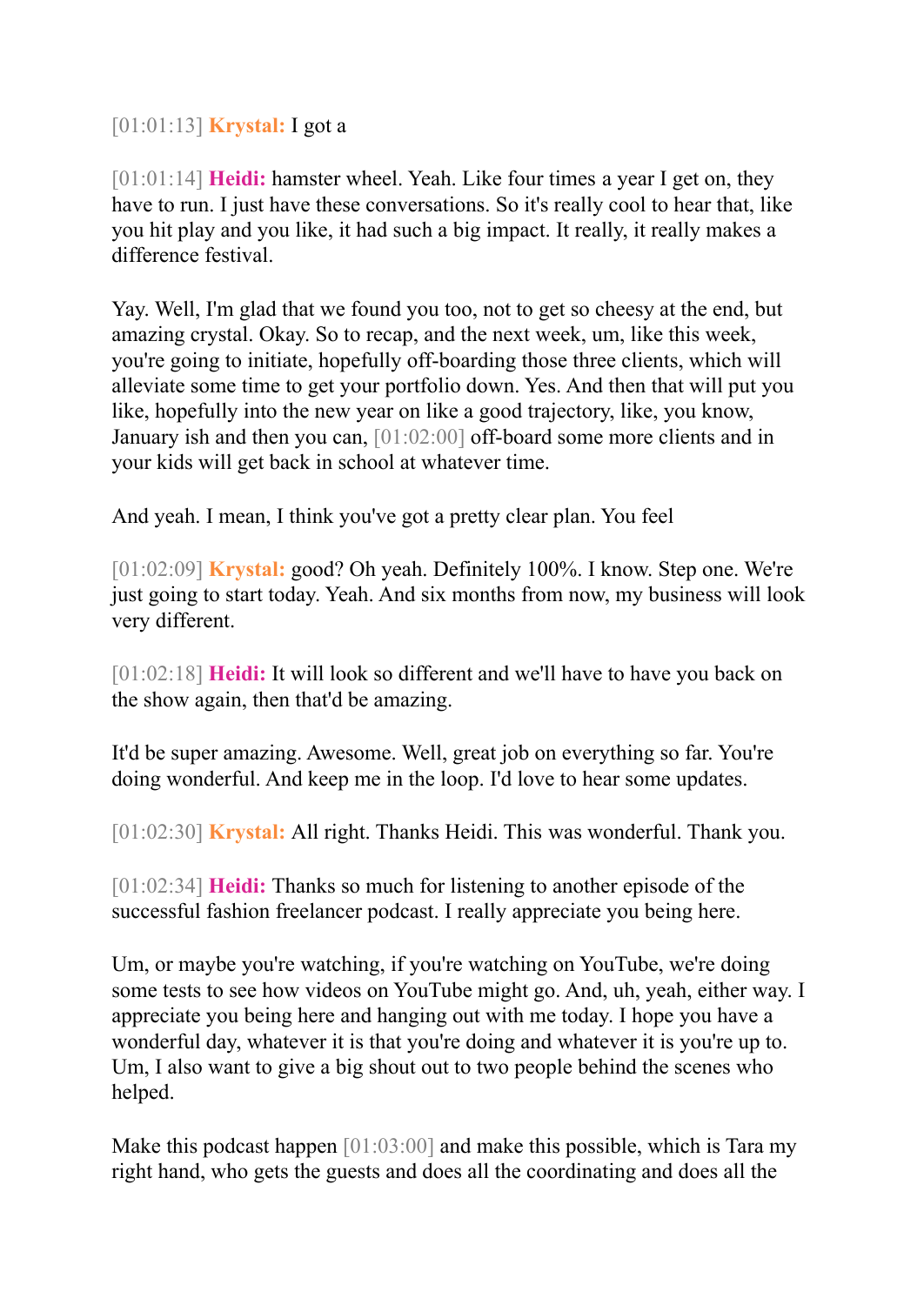[01:01:13] **Krystal:** I got a

[01:01:14] **Heidi:** hamster wheel. Yeah. Like four times a year I get on, they have to run. I just have these conversations. So it's really cool to hear that, like you hit play and you like, it had such a big impact. It really, it really makes a difference festival.

Yay. Well, I'm glad that we found you too, not to get so cheesy at the end, but amazing crystal. Okay. So to recap, and the next week, um, like this week, you're going to initiate, hopefully off-boarding those three clients, which will alleviate some time to get your portfolio down. Yes. And then that will put you like, hopefully into the new year on like a good trajectory, like, you know, January ish and then you can, [01:02:00] off-board some more clients and in your kids will get back in school at whatever time.

And yeah. I mean, I think you've got a pretty clear plan. You feel

[01:02:09] **Krystal:** good? Oh yeah. Definitely 100%. I know. Step one. We're just going to start today. Yeah. And six months from now, my business will look very different.

[01:02:18] **Heidi:** It will look so different and we'll have to have you back on the show again, then that'd be amazing.

It'd be super amazing. Awesome. Well, great job on everything so far. You're doing wonderful. And keep me in the loop. I'd love to hear some updates.

[01:02:30] **Krystal:** All right. Thanks Heidi. This was wonderful. Thank you.

[01:02:34] **Heidi:** Thanks so much for listening to another episode of the successful fashion freelancer podcast. I really appreciate you being here.

Um, or maybe you're watching, if you're watching on YouTube, we're doing some tests to see how videos on YouTube might go. And, uh, yeah, either way. I appreciate you being here and hanging out with me today. I hope you have a wonderful day, whatever it is that you're doing and whatever it is you're up to. Um, I also want to give a big shout out to two people behind the scenes who helped.

Make this podcast happen [01:03:00] and make this possible, which is Tara my right hand, who gets the guests and does all the coordinating and does all the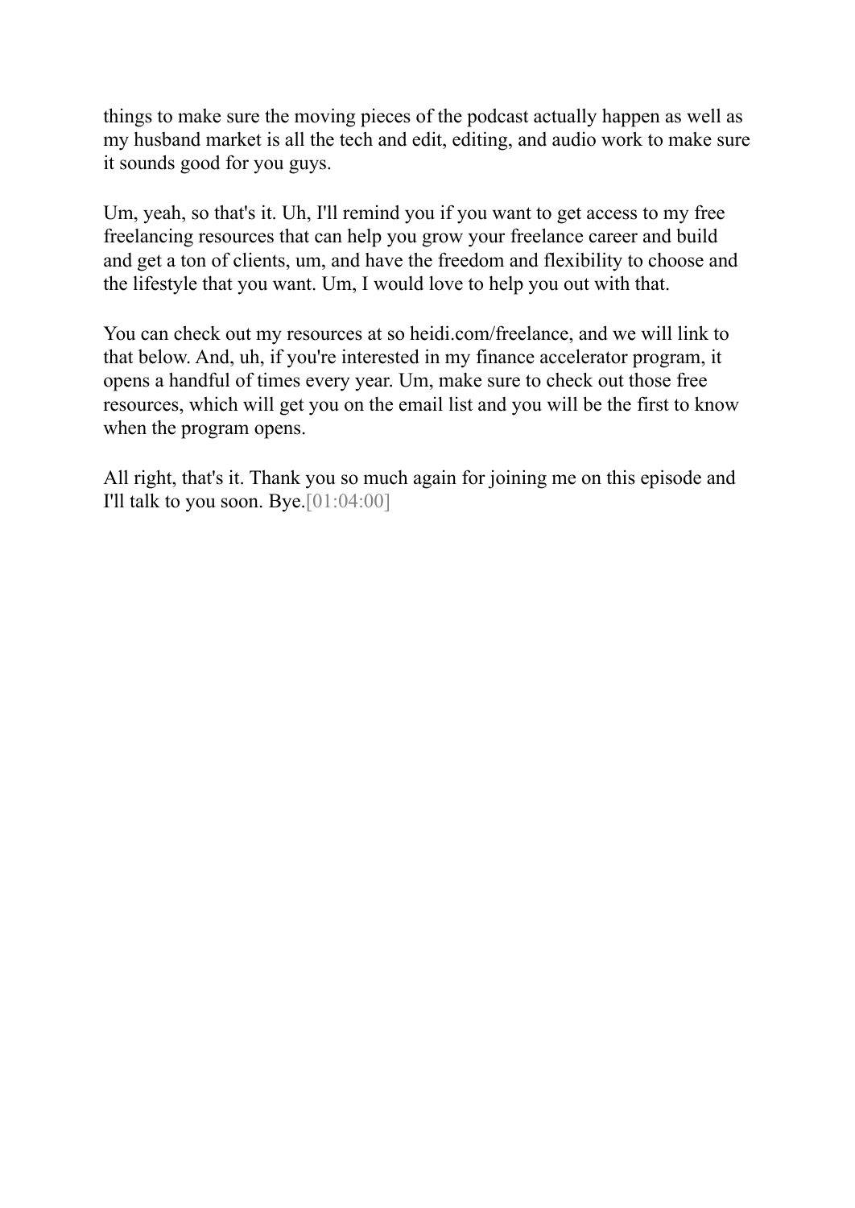things to make sure the moving pieces of the podcast actually happen as well as my husband market is all the tech and edit, editing, and audio work to make sure it sounds good for you guys.

Um, yeah, so that's it. Uh, I'll remind you if you want to get access to my free freelancing resources that can help you grow your freelance career and build and get a ton of clients, um, and have the freedom and flexibility to choose and the lifestyle that you want. Um, I would love to help you out with that.

You can check out my resources at so heidi.com/freelance, and we will link to that below. And, uh, if you're interested in my finance accelerator program, it opens a handful of times every year. Um, make sure to check out those free resources, which will get you on the email list and you will be the first to know when the program opens.

All right, that's it. Thank you so much again for joining me on this episode and I'll talk to you soon. Bye.[01:04:00]